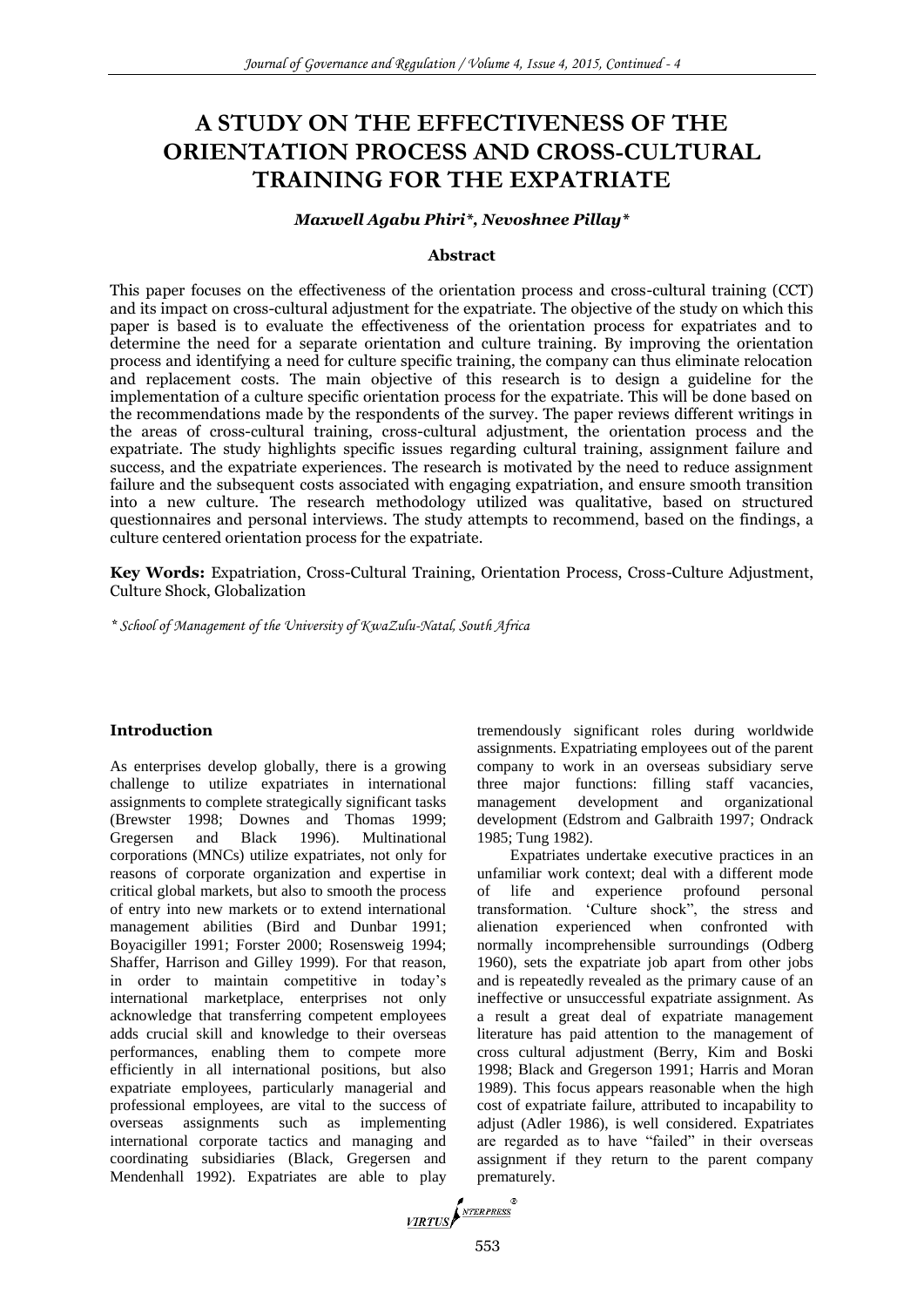# A STUDY ON THE EFFECTIVENESS OF THE ORIENTATION PROCESS AND CROSS-CULTURAL TRAINING FOR THE EXPATRIATE

***Maxwell Agabu Phiri\*, Nevoshnee Pillay\****

**Abstract**

This paper focuses on the effectiveness of the orientation process and cross-cultural training (CCT) and its impact on cross-cultural adjustment for the expatriate. The objective of the study on which this paper is based is to evaluate the effectiveness of the orientation process for expatriates and to determine the need for a separate orientation and culture training. By improving the orientation process and identifying a need for culture specific training, the company can thus eliminate relocation and replacement costs. The main objective of this research is to design a guideline for the implementation of a culture specific orientation process for the expatriate. This will be done based on the recommendations made by the respondents of the survey. The paper reviews different writings in the areas of cross-cultural training, cross-cultural adjustment, the orientation process and the expatriate. The study highlights specific issues regarding cultural training, assignment failure and success, and the expatriate experiences. The research is motivated by the need to reduce assignment failure and the subsequent costs associated with engaging expatriation, and ensure smooth transition into a new culture. The research methodology utilized was qualitative, based on structured questionnaires and personal interviews. The study attempts to recommend, based on the findings, a culture centered orientation process for the expatriate.

**Key Words:** Expatriation, Cross-Cultural Training, Orientation Process, Cross-Culture Adjustment, Culture Shock, Globalization

*\* School of Management of the University of KwaZulu-Natal, South Africa*

## Introduction

As enterprises develop globally, there is a growing challenge to utilize expatriates in international assignments to complete strategically significant tasks (Brewster 1998; Downes and Thomas 1999; Gregersen and Black 1996). Multinational corporations (MNCs) utilize expatriates, not only for reasons of corporate organization and expertise in critical global markets, but also to smooth the process of entry into new markets or to extend international management abilities (Bird and Dunbar 1991; Boyacigiller 1991; Forster 2000; Rosensweig 1994; Shaffer, Harrison and Gilley 1999). For that reason, in order to maintain competitive in today's international marketplace, enterprises not only acknowledge that transferring competent employees adds crucial skill and knowledge to their overseas performances, enabling them to compete more efficiently in all international positions, but also expatriate employees, particularly managerial and professional employees, are vital to the success of overseas assignments such as implementing international corporate tactics and managing and coordinating subsidiaries (Black, Gregersen and Mendenhall 1992). Expatriates are able to play tremendously significant roles during worldwide assignments. Expatriating employees out of the parent company to work in an overseas subsidiary serve three major functions: filling staff vacancies, management development and organizational development (Edstrom and Galbraith 1997; Ondrack 1985; Tung 1982).

Expatriates undertake executive practices in an unfamiliar work context; deal with a different mode of life and experience profound personal transformation. 'Culture shock", the stress and alienation experienced when confronted with normally incomprehensible surroundings (Odberg 1960), sets the expatriate job apart from other jobs and is repeatedly revealed as the primary cause of an ineffective or unsuccessful expatriate assignment. As a result a great deal of expatriate management literature has paid attention to the management of cross cultural adjustment (Berry, Kim and Boski 1998; Black and Gregerson 1991; Harris and Moran 1989). This focus appears reasonable when the high cost of expatriate failure, attributed to incapability to adjust (Adler 1986), is well considered. Expatriates are regarded as to have "failed" in their overseas assignment if they return to the parent company prematurely.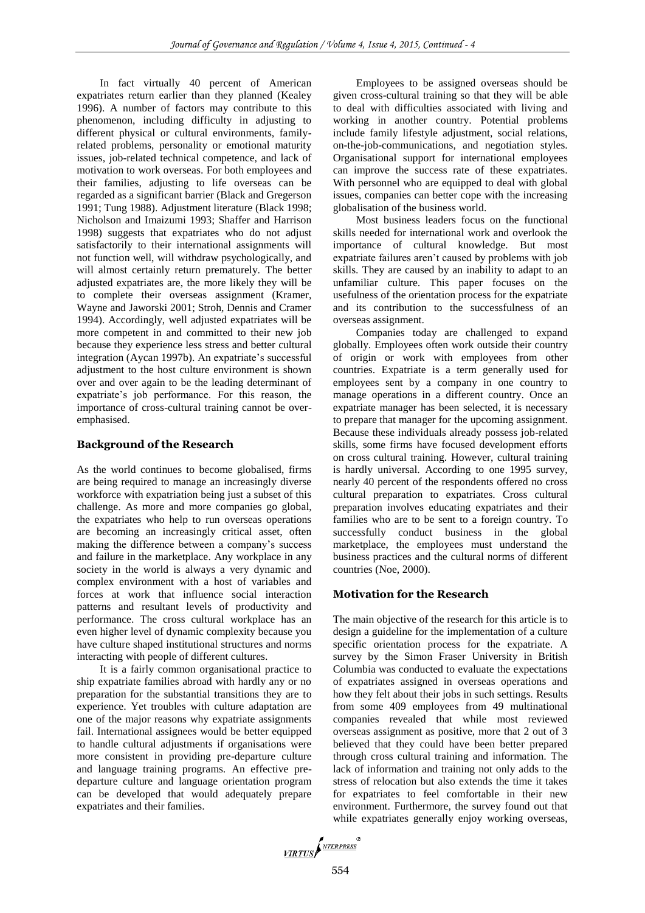In fact virtually 40 percent of American expatriates return earlier than they planned (Kealey 1996). A number of factors may contribute to this phenomenon, including difficulty in adjusting to different physical or cultural environments, family-related problems, personality or emotional maturity issues, job-related technical competence, and lack of motivation to work overseas. For both employees and their families, adjusting to life overseas can be regarded as a significant barrier (Black and Gregerson 1991; Tung 1988). Adjustment literature (Black 1998; Nicholson and Imaizumi 1993; Shaffer and Harrison 1998) suggests that expatriates who do not adjust satisfactorily to their international assignments will not function well, will withdraw psychologically, and will almost certainly return prematurely. The better adjusted expatriates are, the more likely they will be to complete their overseas assignment (Kramer, Wayne and Jaworski 2001; Stroh, Dennis and Cramer 1994). Accordingly, well adjusted expatriates will be more competent in and committed to their new job because they experience less stress and better cultural integration (Aycan 1997b). An expatriate's successful adjustment to the host culture environment is shown over and over again to be the leading determinant of expatriate's job performance. For this reason, the importance of cross-cultural training cannot be over-emphasised.

## Background of the Research

As the world continues to become globalised, firms are being required to manage an increasingly diverse workforce with expatriation being just a subset of this challenge. As more and more companies go global, the expatriates who help to run overseas operations are becoming an increasingly critical asset, often making the difference between a company's success and failure in the marketplace. Any workplace in any society in the world is always a very dynamic and complex environment with a host of variables and forces at work that influence social interaction patterns and resultant levels of productivity and performance. The cross cultural workplace has an even higher level of dynamic complexity because you have culture shaped institutional structures and norms interacting with people of different cultures.

It is a fairly common organisational practice to ship expatriate families abroad with hardly any or no preparation for the substantial transitions they are to experience. Yet troubles with culture adaptation are one of the major reasons why expatriate assignments fail. International assignees would be better equipped to handle cultural adjustments if organisations were more consistent in providing pre-departure culture and language training programs. An effective pre-departure culture and language orientation program can be developed that would adequately prepare expatriates and their families.

Employees to be assigned overseas should be given cross-cultural training so that they will be able to deal with difficulties associated with living and working in another country. Potential problems include family lifestyle adjustment, social relations, on-the-job-communications, and negotiation styles. Organisational support for international employees can improve the success rate of these expatriates. With personnel who are equipped to deal with global issues, companies can better cope with the increasing globalisation of the business world.

Most business leaders focus on the functional skills needed for international work and overlook the importance of cultural knowledge. But most expatriate failures aren't caused by problems with job skills. They are caused by an inability to adapt to an unfamiliar culture. This paper focuses on the usefulness of the orientation process for the expatriate and its contribution to the successfulness of an overseas assignment.

Companies today are challenged to expand globally. Employees often work outside their country of origin or work with employees from other countries. Expatriate is a term generally used for employees sent by a company in one country to manage operations in a different country. Once an expatriate manager has been selected, it is necessary to prepare that manager for the upcoming assignment. Because these individuals already possess job-related skills, some firms have focused development efforts on cross cultural training. However, cultural training is hardly universal. According to one 1995 survey, nearly 40 percent of the respondents offered no cross cultural preparation to expatriates. Cross cultural preparation involves educating expatriates and their families who are to be sent to a foreign country. To successfully conduct business in the global marketplace, the employees must understand the business practices and the cultural norms of different countries (Noe, 2000).

## Motivation for the Research

The main objective of the research for this article is to design a guideline for the implementation of a culture specific orientation process for the expatriate. A survey by the Simon Fraser University in British Columbia was conducted to evaluate the expectations of expatriates assigned in overseas operations and how they felt about their jobs in such settings. Results from some 409 employees from 49 multinational companies revealed that while most reviewed overseas assignment as positive, more that 2 out of 3 believed that they could have been better prepared through cross cultural training and information. The lack of information and training not only adds to the stress of relocation but also extends the time it takes for expatriates to feel comfortable in their new environment. Furthermore, the survey found out that while expatriates generally enjoy working overseas,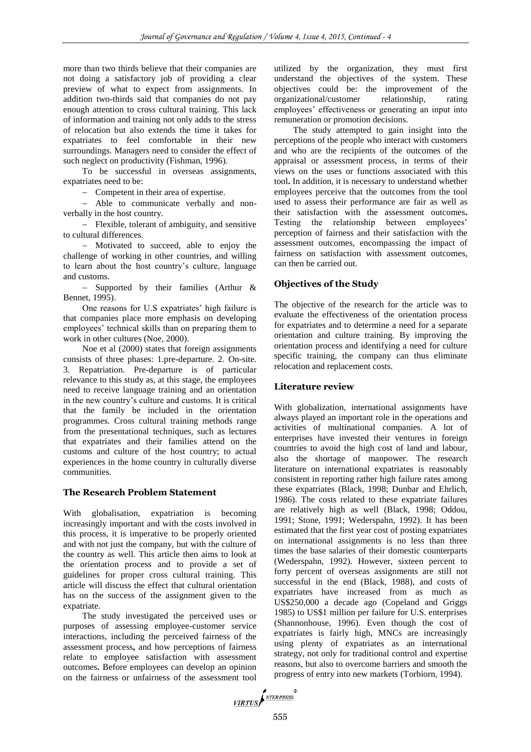more than two thirds believe that their companies are not doing a satisfactory job of providing a clear preview of what to expect from assignments. In addition two-thirds said that companies do not pay enough attention to cross cultural training. This lack of information and training not only adds to the stress of relocation but also extends the time it takes for expatriates to feel comfortable in their new surroundings. Managers need to consider the effect of such neglect on productivity (Fishman, 1996).

To be successful in overseas assignments, expatriates need to be:

- Competent in their area of expertise.
- Able to communicate verbally and non-verbally in the host country.
- Flexible, tolerant of ambiguity, and sensitive to cultural differences.
- Motivated to succeed, able to enjoy the challenge of working in other countries, and willing to learn about the host country's culture, language and customs.
- Supported by their families (Arthur & Bennet, 1995).

One reasons for U.S expatriates' high failure is that companies place more emphasis on developing employees' technical skills than on preparing them to work in other cultures (Noe, 2000).

Noe et al (2000) states that foreign assignments consists of three phases: 1.pre-departure. 2. On-site. 3. Repatriation. Pre-departure is of particular relevance to this study as, at this stage, the employees need to receive language training and an orientation in the new country's culture and customs. It is critical that the family be included in the orientation programmes. Cross cultural training methods range from the presentational techniques, such as lectures that expatriates and their families attend on the customs and culture of the host country; to actual experiences in the home country in culturally diverse communities.

## The Research Problem Statement

With globalisation, expatriation is becoming increasingly important and with the costs involved in this process, it is imperative to be properly oriented and with not just the company, but with the culture of the country as well. This article then aims to look at the orientation process and to provide a set of guidelines for proper cross cultural training. This article will discuss the effect that cultural orientation has on the success of the assignment given to the expatriate.

The study investigated the perceived uses or purposes of assessing employee-customer service interactions, including the perceived fairness of the assessment process**,** and how perceptions of fairness relate to employee satisfaction with assessment outcomes**.** Before employees can develop an opinion on the fairness or unfairness of the assessment tool utilized by the organization, they must first understand the objectives of the system. These objectives could be: the improvement of the organizational/customer relationship, rating employees' effectiveness or generating an input into remuneration or promotion decisions.

The study attempted to gain insight into the perceptions of the people who interact with customers and who are the recipients of the outcomes of the appraisal or assessment process, in terms of their views on the uses or functions associated with this tool**.** In addition, it is necessary to understand whether employees perceive that the outcomes from the tool used to assess their performance are fair as well as their satisfaction with the assessment outcomes**.** Testing the relationship between employees' perception of fairness and their satisfaction with the assessment outcomes, encompassing the impact of fairness on satisfaction with assessment outcomes, can then be carried out.

## Objectives of the Study

The objective of the research for the article was to evaluate the effectiveness of the orientation process for expatriates and to determine a need for a separate orientation and culture training. By improving the orientation process and identifying a need for culture specific training, the company can thus eliminate relocation and replacement costs.

## Literature review

With globalization, international assignments have always played an important role in the operations and activities of multinational companies. A lot of enterprises have invested their ventures in foreign countries to avoid the high cost of land and labour, also the shortage of manpower. The research literature on international expatriates is reasonably consistent in reporting rather high failure rates among these expatriates (Black, 1998; Dunbar and Ehrlich, 1986). The costs related to these expatriate failures are relatively high as well (Black, 1998; Oddou, 1991; Stone, 1991; Wederspahn, 1992). It has been estimated that the first year cost of posting expatriates on international assignments is no less than three times the base salaries of their domestic counterparts (Wederspahn, 1992). However, sixteen percent to forty percent of overseas assignments are still not successful in the end (Black, 1988), and costs of expatriates have increased from as much as US$250,000 a decade ago (Copeland and Griggs 1985) to US$1 million per failure for U.S. enterprises (Shannonhouse, 1996). Even though the cost of expatriates is fairly high, MNCs are increasingly using plenty of expatriates as an international strategy, not only for traditional control and expertise reasons, but also to overcome barriers and smooth the progress of entry into new markets (Torbiorn, 1994).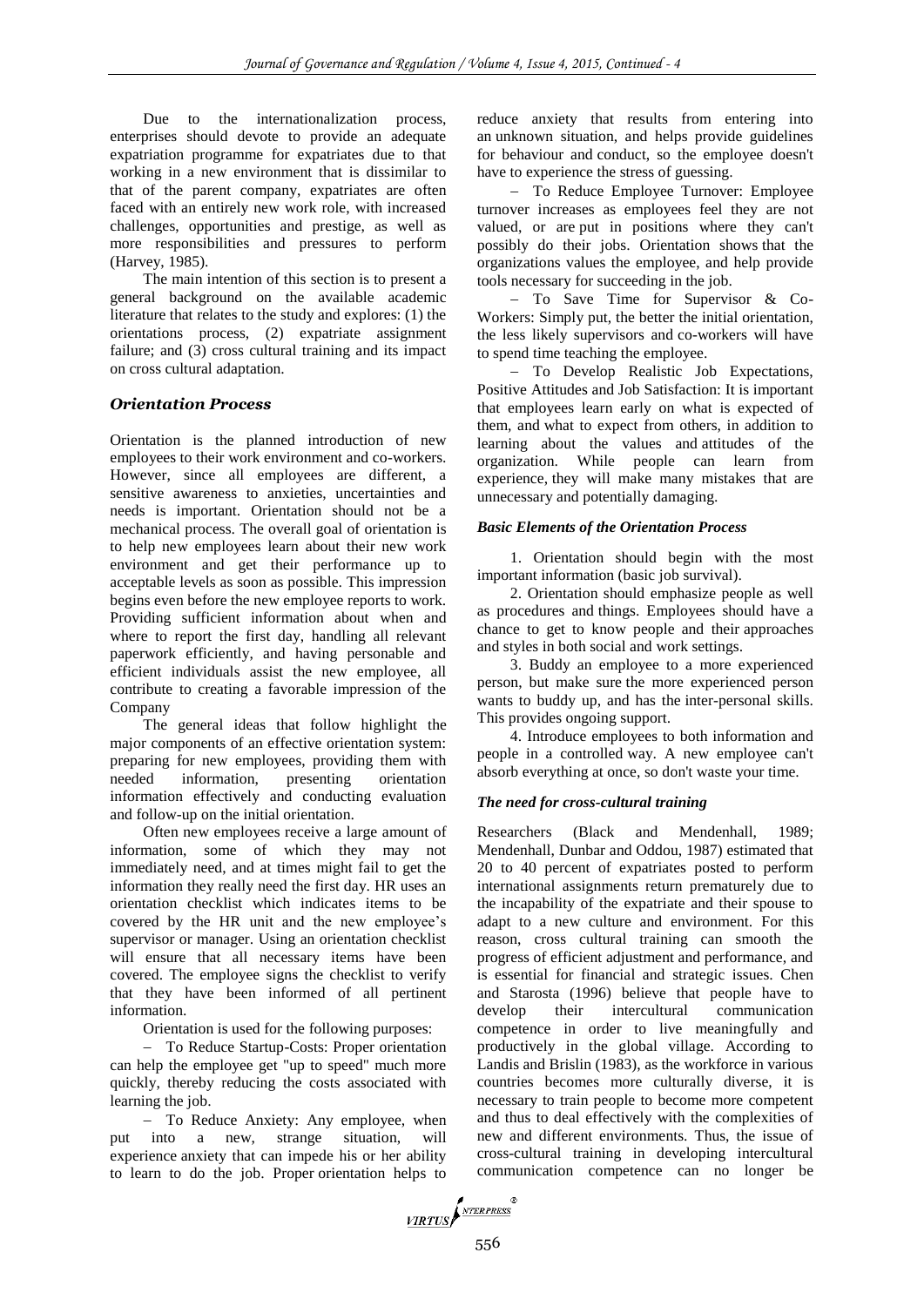Due to the internationalization process, enterprises should devote to provide an adequate expatriation programme for expatriates due to that working in a new environment that is dissimilar to that of the parent company, expatriates are often faced with an entirely new work role, with increased challenges, opportunities and prestige, as well as more responsibilities and pressures to perform (Harvey, 1985).

The main intention of this section is to present a general background on the available academic literature that relates to the study and explores: (1) the orientations process, (2) expatriate assignment failure; and (3) cross cultural training and its impact on cross cultural adaptation.

## *Orientation Process*

Orientation is the planned introduction of new employees to their work environment and co-workers. However, since all employees are different, a sensitive awareness to anxieties, uncertainties and needs is important. Orientation should not be a mechanical process. The overall goal of orientation is to help new employees learn about their new work environment and get their performance up to acceptable levels as soon as possible. This impression begins even before the new employee reports to work. Providing sufficient information about when and where to report the first day, handling all relevant paperwork efficiently, and having personable and efficient individuals assist the new employee, all contribute to creating a favorable impression of the Company

The general ideas that follow highlight the major components of an effective orientation system: preparing for new employees, providing them with needed information, presenting orientation information effectively and conducting evaluation and follow-up on the initial orientation.

Often new employees receive a large amount of information, some of which they may not immediately need, and at times might fail to get the information they really need the first day. HR uses an orientation checklist which indicates items to be covered by the HR unit and the new employee's supervisor or manager. Using an orientation checklist will ensure that all necessary items have been covered. The employee signs the checklist to verify that they have been informed of all pertinent information.

Orientation is used for the following purposes:

- To Reduce Startup-Costs: Proper orientation can help the employee get "up to speed" much more quickly, thereby reducing the costs associated with learning the job.
- To Reduce Anxiety: Any employee, when put into a new, strange situation, will experience anxiety that can impede his or her ability to learn to do the job. Proper orientation helps to reduce anxiety that results from entering into an unknown situation, and helps provide guidelines for behaviour and conduct, so the employee doesn't have to experience the stress of guessing.
- To Reduce Employee Turnover: Employee turnover increases as employees feel they are not valued, or are put in positions where they can't possibly do their jobs. Orientation shows that the organizations values the employee, and help provide tools necessary for succeeding in the job.
- To Save Time for Supervisor & Co-Workers: Simply put, the better the initial orientation, the less likely supervisors and co-workers will have to spend time teaching the employee.
- To Develop Realistic Job Expectations, Positive Attitudes and Job Satisfaction: It is important that employees learn early on what is expected of them, and what to expect from others, in addition to learning about the values and attitudes of the organization. While people can learn from experience, they will make many mistakes that are unnecessary and potentially damaging.

### *Basic Elements of the Orientation Process*

1. Orientation should begin with the most important information (basic job survival).
2. Orientation should emphasize people as well as procedures and things. Employees should have a chance to get to know people and their approaches and styles in both social and work settings.
3. Buddy an employee to a more experienced person, but make sure the more experienced person wants to buddy up, and has the inter-personal skills. This provides ongoing support.
4. Introduce employees to both information and people in a controlled way. A new employee can't absorb everything at once, so don't waste your time.

### *The need for cross-cultural training*

Researchers (Black and Mendenhall, 1989; Mendenhall, Dunbar and Oddou, 1987) estimated that 20 to 40 percent of expatriates posted to perform international assignments return prematurely due to the incapability of the expatriate and their spouse to adapt to a new culture and environment. For this reason, cross cultural training can smooth the progress of efficient adjustment and performance, and is essential for financial and strategic issues. Chen and Starosta (1996) believe that people have to develop their intercultural communication competence in order to live meaningfully and productively in the global village. According to Landis and Brislin (1983), as the workforce in various countries becomes more culturally diverse, it is necessary to train people to become more competent and thus to deal effectively with the complexities of new and different environments. Thus, the issue of cross-cultural training in developing intercultural communication competence can no longer be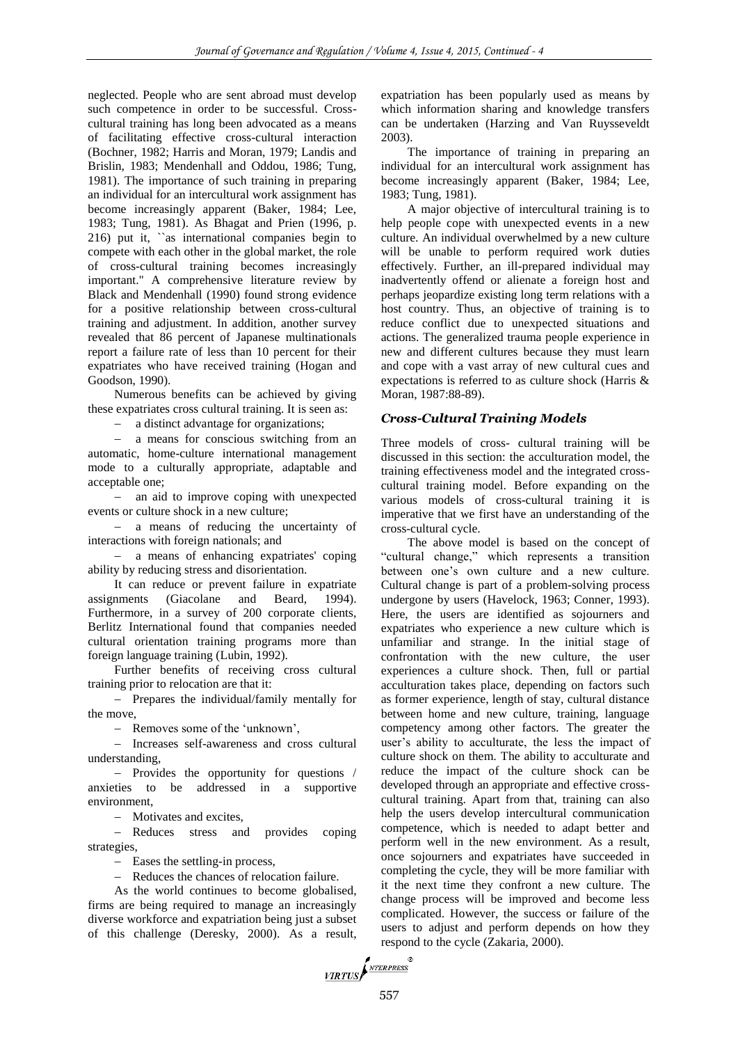neglected. People who are sent abroad must develop such competence in order to be successful. Cross-cultural training has long been advocated as a means of facilitating effective cross-cultural interaction (Bochner, 1982; Harris and Moran, 1979; Landis and Brislin, 1983; Mendenhall and Oddou, 1986; Tung, 1981). The importance of such training in preparing an individual for an intercultural work assignment has become increasingly apparent (Baker, 1984; Lee, 1983; Tung, 1981). As Bhagat and Prien (1996, p. 216) put it, ``as international companies begin to compete with each other in the global market, the role of cross-cultural training becomes increasingly important.'' A comprehensive literature review by Black and Mendenhall (1990) found strong evidence for a positive relationship between cross-cultural training and adjustment. In addition, another survey revealed that 86 percent of Japanese multinationals report a failure rate of less than 10 percent for their expatriates who have received training (Hogan and Goodson, 1990).

Numerous benefits can be achieved by giving these expatriates cross cultural training. It is seen as:

- a distinct advantage for organizations;
- a means for conscious switching from an automatic, home-culture international management mode to a culturally appropriate, adaptable and acceptable one;
- an aid to improve coping with unexpected events or culture shock in a new culture;
- a means of reducing the uncertainty of interactions with foreign nationals; and
- a means of enhancing expatriates' coping ability by reducing stress and disorientation.

It can reduce or prevent failure in expatriate assignments (Giacolane and Beard, 1994). Furthermore, in a survey of 200 corporate clients, Berlitz International found that companies needed cultural orientation training programs more than foreign language training (Lubin, 1992).

Further benefits of receiving cross cultural training prior to relocation are that it:

- Prepares the individual/family mentally for the move,
- Removes some of the 'unknown',
- Increases self-awareness and cross cultural understanding,
- Provides the opportunity for questions / anxieties to be addressed in a supportive environment,
- Motivates and excites,
- Reduces stress and provides coping strategies,
- Eases the settling-in process,
- Reduces the chances of relocation failure.

As the world continues to become globalised, firms are being required to manage an increasingly diverse workforce and expatriation being just a subset of this challenge (Deresky, 2000). As a result, expatriation has been popularly used as means by which information sharing and knowledge transfers can be undertaken (Harzing and Van Ruysseveldt 2003).

The importance of training in preparing an individual for an intercultural work assignment has become increasingly apparent (Baker, 1984; Lee, 1983; Tung, 1981).

A major objective of intercultural training is to help people cope with unexpected events in a new culture. An individual overwhelmed by a new culture will be unable to perform required work duties effectively. Further, an ill-prepared individual may inadvertently offend or alienate a foreign host and perhaps jeopardize existing long term relations with a host country. Thus, an objective of training is to reduce conflict due to unexpected situations and actions. The generalized trauma people experience in new and different cultures because they must learn and cope with a vast array of new cultural cues and expectations is referred to as culture shock (Harris & Moran, 1987:88-89).

### *Cross-Cultural Training Models*

Three models of cross- cultural training will be discussed in this section: the acculturation model, the training effectiveness model and the integrated cross-cultural training model. Before expanding on the various models of cross-cultural training it is imperative that we first have an understanding of the cross-cultural cycle.

The above model is based on the concept of "cultural change," which represents a transition between one's own culture and a new culture. Cultural change is part of a problem-solving process undergone by users (Havelock, 1963; Conner, 1993). Here, the users are identified as sojourners and expatriates who experience a new culture which is unfamiliar and strange. In the initial stage of confrontation with the new culture, the user experiences a culture shock. Then, full or partial acculturation takes place, depending on factors such as former experience, length of stay, cultural distance between home and new culture, training, language competency among other factors. The greater the user's ability to acculturate, the less the impact of culture shock on them. The ability to acculturate and reduce the impact of the culture shock can be developed through an appropriate and effective cross-cultural training. Apart from that, training can also help the users develop intercultural communication competence, which is needed to adapt better and perform well in the new environment. As a result, once sojourners and expatriates have succeeded in completing the cycle, they will be more familiar with it the next time they confront a new culture. The change process will be improved and become less complicated. However, the success or failure of the users to adjust and perform depends on how they respond to the cycle (Zakaria, 2000).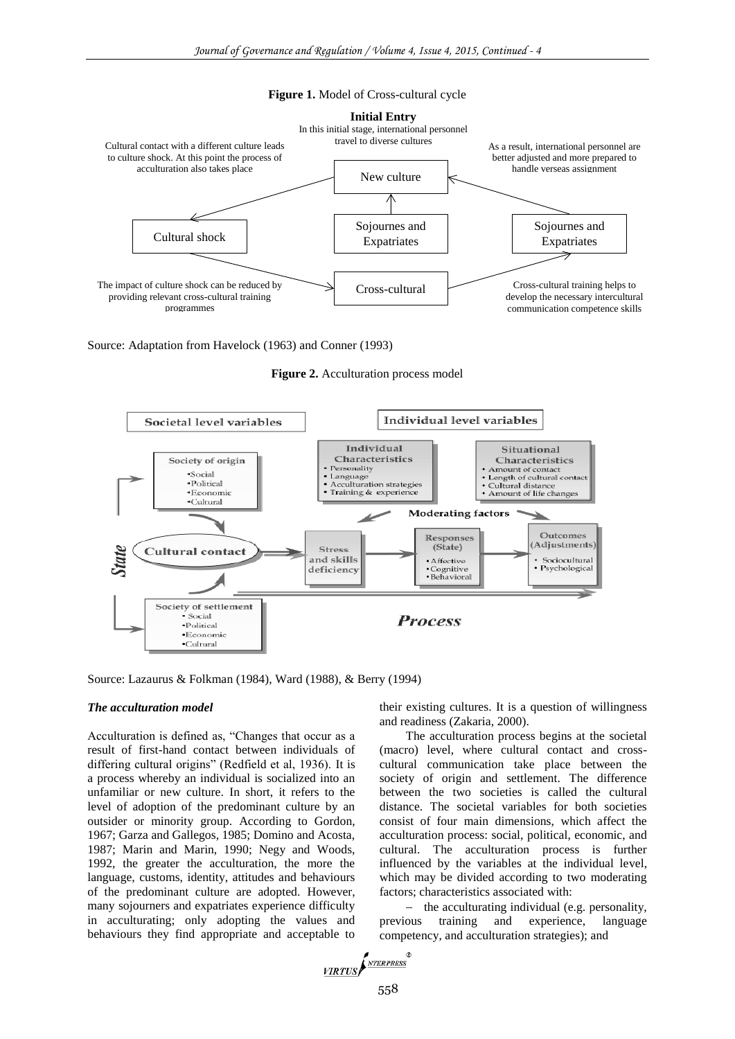**Figure 1.** Model of Cross-cultural cycle

**Initial Entry**
In this initial stage, international personnel travel to diverse cultures

Cultural contact with a different culture leads to culture shock. At this point the process of acculturation also takes place

As a result, international personnel are better adjusted and more prepared to handle verseas assignment

New culture

Cultural shock

Sojournes and Expatriates

Sojournes and Expatriates

The impact of culture shock can be reduced by providing relevant cross-cultural training programmes

Cross-cultural

Cross-cultural training helps to develop the necessary intercultural communication competence skills

Source: Adaptation from Havelock (1963) and Conner (1993)

**Figure 2.** Acculturation process model

Societal level variables

Individual level variables

Individual Characteristics
- Personality
- Language
- Acculturation strategies
- Training & experience

Situational Characteristics
- Amount of contact
- Length of cultural contact
- Cultural distance
- Amount of life changes

Society of origin
- Social
- Political
- Economic
- Cultural

Moderating factors

State

Cultural contact

Stress and skills deficiency

Responses (State)
- Affective
- Cognitive
- Behavioral

Outcomes (Adjustments)
- Sociocultural
- Psychological

Society of settlement
- Social
- Political
- Economic
- Cultural

Process

Source: Lazaurus & Folkman (1984), Ward (1988), & Berry (1994)

### *The acculturation model*

Acculturation is defined as, "Changes that occur as a result of first-hand contact between individuals of differing cultural origins" (Redfield et al, 1936). It is a process whereby an individual is socialized into an unfamiliar or new culture. In short, it refers to the level of adoption of the predominant culture by an outsider or minority group. According to Gordon, 1967; Garza and Gallegos, 1985; Domino and Acosta, 1987; Marin and Marin, 1990; Negy and Woods, 1992, the greater the acculturation, the more the language, customs, identity, attitudes and behaviours of the predominant culture are adopted. However, many sojourners and expatriates experience difficulty in acculturating; only adopting the values and behaviours they find appropriate and acceptable to their existing cultures. It is a question of willingness and readiness (Zakaria, 2000).

The acculturation process begins at the societal (macro) level, where cultural contact and cross-cultural communication take place between the society of origin and settlement. The difference between the two societies is called the cultural distance. The societal variables for both societies consist of four main dimensions, which affect the acculturation process: social, political, economic, and cultural. The acculturation process is further influenced by the variables at the individual level, which may be divided according to two moderating factors; characteristics associated with:

– the acculturating individual (e.g. personality, previous training and experience, language competency, and acculturation strategies); and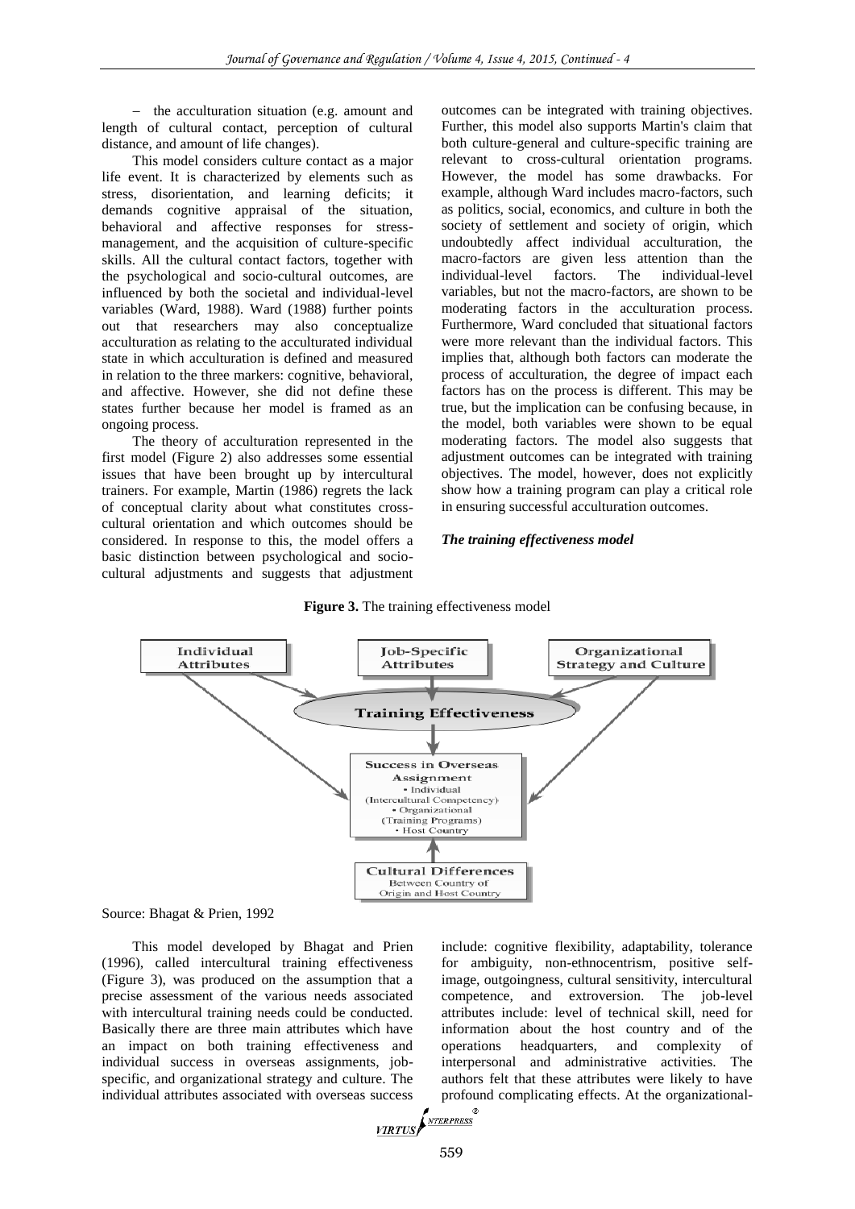− the acculturation situation (e.g. amount and length of cultural contact, perception of cultural distance, and amount of life changes).

This model considers culture contact as a major life event. It is characterized by elements such as stress, disorientation, and learning deficits; it demands cognitive appraisal of the situation, behavioral and affective responses for stress-management, and the acquisition of culture-specific skills. All the cultural contact factors, together with the psychological and socio-cultural outcomes, are influenced by both the societal and individual-level variables (Ward, 1988). Ward (1988) further points out that researchers may also conceptualize acculturation as relating to the acculturated individual state in which acculturation is defined and measured in relation to the three markers: cognitive, behavioral, and affective. However, she did not define these states further because her model is framed as an ongoing process.

The theory of acculturation represented in the first model (Figure 2) also addresses some essential issues that have been brought up by intercultural trainers. For example, Martin (1986) regrets the lack of conceptual clarity about what constitutes cross-cultural orientation and which outcomes should be considered. In response to this, the model offers a basic distinction between psychological and socio-cultural adjustments and suggests that adjustment outcomes can be integrated with training objectives. Further, this model also supports Martin's claim that both culture-general and culture-specific training are relevant to cross-cultural orientation programs. However, the model has some drawbacks. For example, although Ward includes macro-factors, such as politics, social, economics, and culture in both the society of settlement and society of origin, which undoubtedly affect individual acculturation, the macro-factors are given less attention than the individual-level factors. The individual-level variables, but not the macro-factors, are shown to be moderating factors in the acculturation process. Furthermore, Ward concluded that situational factors were more relevant than the individual factors. This implies that, although both factors can moderate the process of acculturation, the degree of impact each factors has on the process is different. This may be true, but the implication can be confusing because, in the model, both variables were shown to be equal moderating factors. The model also suggests that adjustment outcomes can be integrated with training objectives. The model, however, does not explicitly show how a training program can play a critical role in ensuring successful acculturation outcomes.

***The training effectiveness model***

**Figure 3.** The training effectiveness model

Individual Attributes | Job-Specific Attributes | Organizational Strategy and Culture → Training Effectiveness → Success in Overseas Assignment • Individual (Intercultural Competency) • Organizational (Training Programs) • Host Country ← Cultural Differences Between Country of Origin and Host Country

Source: Bhagat & Prien, 1992

This model developed by Bhagat and Prien (1996), called intercultural training effectiveness (Figure 3), was produced on the assumption that a precise assessment of the various needs associated with intercultural training needs could be conducted. Basically there are three main attributes which have an impact on both training effectiveness and individual success in overseas assignments, job-specific, and organizational strategy and culture. The individual attributes associated with overseas success include: cognitive flexibility, adaptability, tolerance for ambiguity, non-ethnocentrism, positive self-image, outgoingness, cultural sensitivity, intercultural competence, and extroversion. The job-level attributes include: level of technical skill, need for information about the host country and of the operations headquarters, and complexity of interpersonal and administrative activities. The authors felt that these attributes were likely to have profound complicating effects. At the organizational-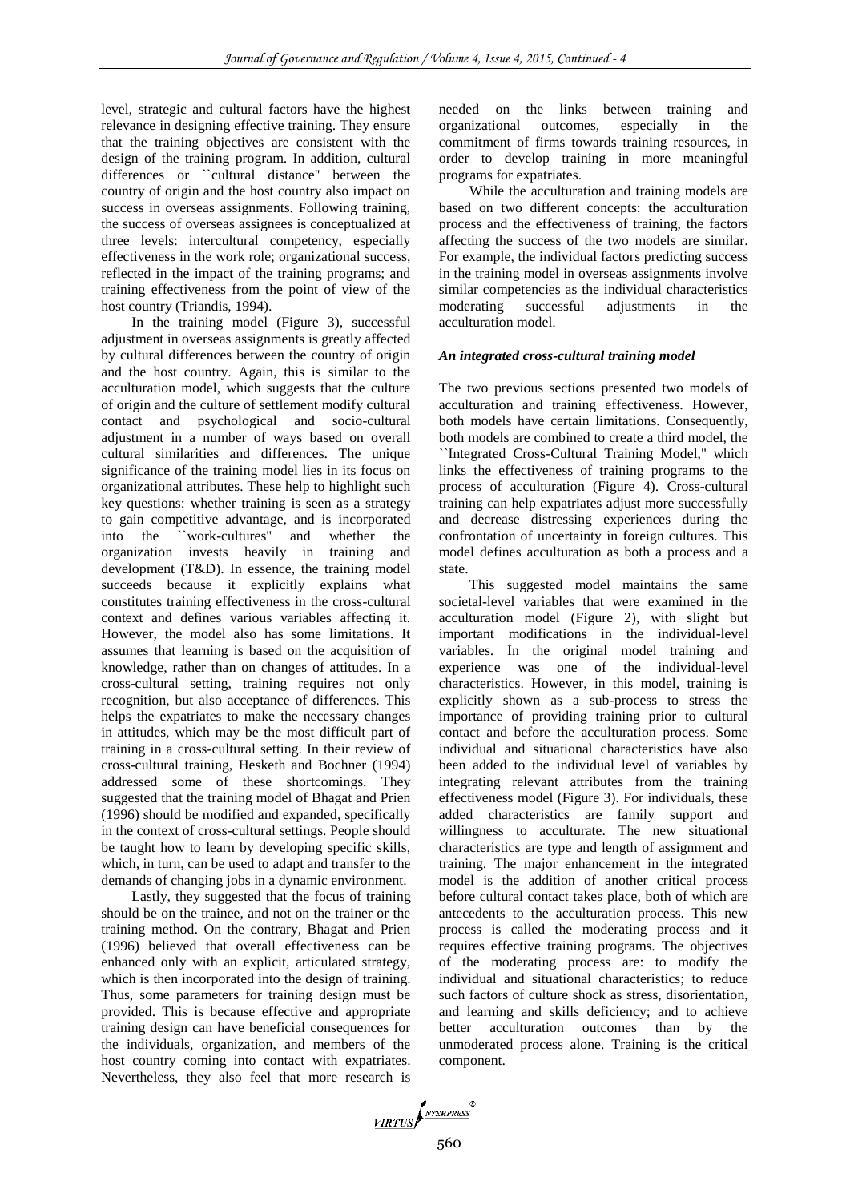level, strategic and cultural factors have the highest relevance in designing effective training. They ensure that the training objectives are consistent with the design of the training program. In addition, cultural differences or ``cultural distance'' between the country of origin and the host country also impact on success in overseas assignments. Following training, the success of overseas assignees is conceptualized at three levels: intercultural competency, especially effectiveness in the work role; organizational success, reflected in the impact of the training programs; and training effectiveness from the point of view of the host country (Triandis, 1994).

In the training model (Figure 3), successful adjustment in overseas assignments is greatly affected by cultural differences between the country of origin and the host country. Again, this is similar to the acculturation model, which suggests that the culture of origin and the culture of settlement modify cultural contact and psychological and socio-cultural adjustment in a number of ways based on overall cultural similarities and differences. The unique significance of the training model lies in its focus on organizational attributes. These help to highlight such key questions: whether training is seen as a strategy to gain competitive advantage, and is incorporated into the ``work-cultures'' and whether the organization invests heavily in training and development (T&D). In essence, the training model succeeds because it explicitly explains what constitutes training effectiveness in the cross-cultural context and defines various variables affecting it. However, the model also has some limitations. It assumes that learning is based on the acquisition of knowledge, rather than on changes of attitudes. In a cross-cultural setting, training requires not only recognition, but also acceptance of differences. This helps the expatriates to make the necessary changes in attitudes, which may be the most difficult part of training in a cross-cultural setting. In their review of cross-cultural training, Hesketh and Bochner (1994) addressed some of these shortcomings. They suggested that the training model of Bhagat and Prien (1996) should be modified and expanded, specifically in the context of cross-cultural settings. People should be taught how to learn by developing specific skills, which, in turn, can be used to adapt and transfer to the demands of changing jobs in a dynamic environment.

Lastly, they suggested that the focus of training should be on the trainee, and not on the trainer or the training method. On the contrary, Bhagat and Prien (1996) believed that overall effectiveness can be enhanced only with an explicit, articulated strategy, which is then incorporated into the design of training. Thus, some parameters for training design must be provided. This is because effective and appropriate training design can have beneficial consequences for the individuals, organization, and members of the host country coming into contact with expatriates. Nevertheless, they also feel that more research is needed on the links between training and organizational outcomes, especially in the commitment of firms towards training resources, in order to develop training in more meaningful programs for expatriates.

While the acculturation and training models are based on two different concepts: the acculturation process and the effectiveness of training, the factors affecting the success of the two models are similar. For example, the individual factors predicting success in the training model in overseas assignments involve similar competencies as the individual characteristics moderating successful adjustments in the acculturation model.

### *An integrated cross-cultural training model*

The two previous sections presented two models of acculturation and training effectiveness. However, both models have certain limitations. Consequently, both models are combined to create a third model, the ``Integrated Cross-Cultural Training Model,'' which links the effectiveness of training programs to the process of acculturation (Figure 4). Cross-cultural training can help expatriates adjust more successfully and decrease distressing experiences during the confrontation of uncertainty in foreign cultures. This model defines acculturation as both a process and a state.

This suggested model maintains the same societal-level variables that were examined in the acculturation model (Figure 2), with slight but important modifications in the individual-level variables. In the original model training and experience was one of the individual-level characteristics. However, in this model, training is explicitly shown as a sub-process to stress the importance of providing training prior to cultural contact and before the acculturation process. Some individual and situational characteristics have also been added to the individual level of variables by integrating relevant attributes from the training effectiveness model (Figure 3). For individuals, these added characteristics are family support and willingness to acculturate. The new situational characteristics are type and length of assignment and training. The major enhancement in the integrated model is the addition of another critical process before cultural contact takes place, both of which are antecedents to the acculturation process. This new process is called the moderating process and it requires effective training programs. The objectives of the moderating process are: to modify the individual and situational characteristics; to reduce such factors of culture shock as stress, disorientation, and learning and skills deficiency; and to achieve better acculturation outcomes than by the unmoderated process alone. Training is the critical component.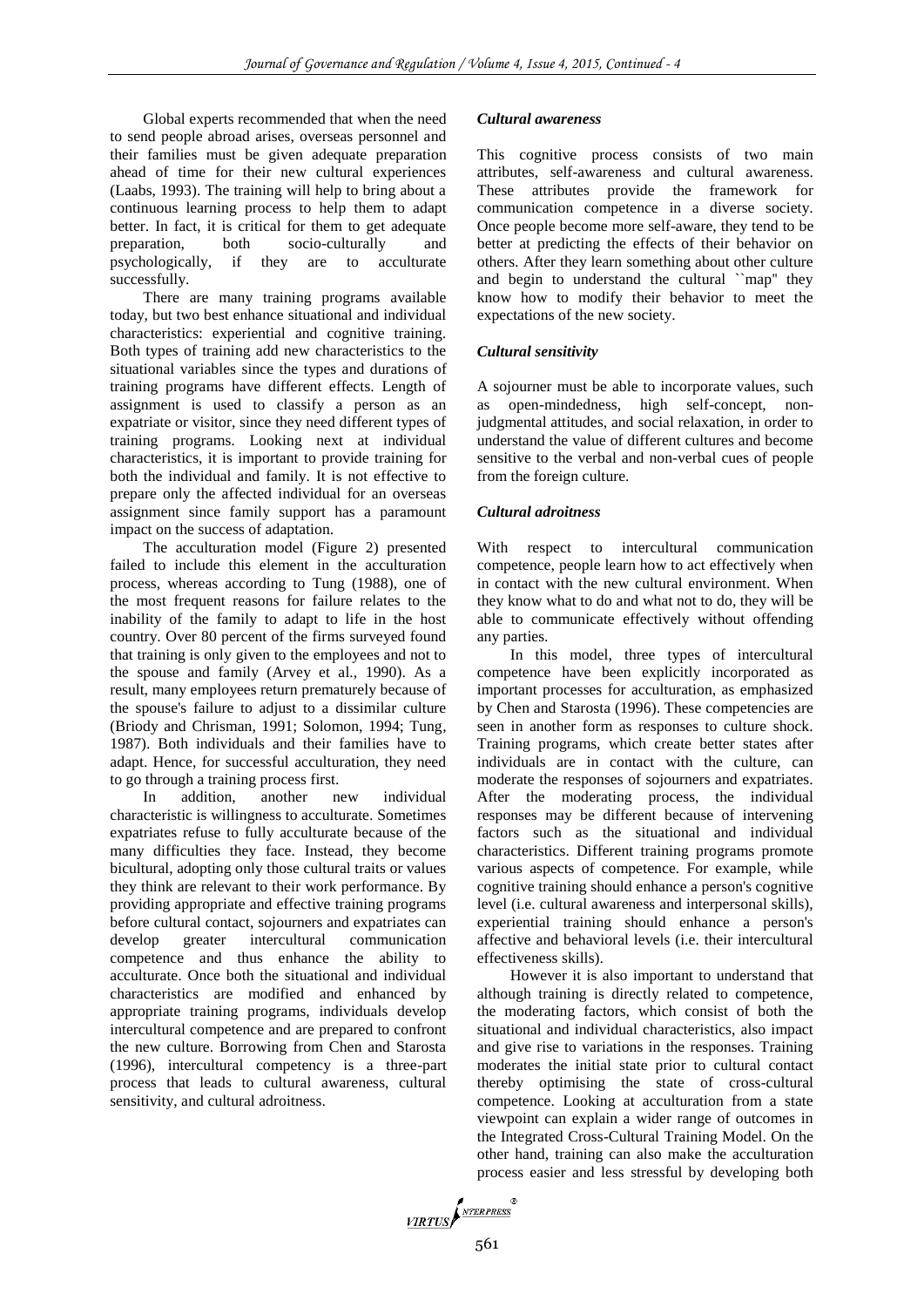Global experts recommended that when the need to send people abroad arises, overseas personnel and their families must be given adequate preparation ahead of time for their new cultural experiences (Laabs, 1993). The training will help to bring about a continuous learning process to help them to adapt better. In fact, it is critical for them to get adequate preparation, both socio-culturally and psychologically, if they are to acculturate successfully.

There are many training programs available today, but two best enhance situational and individual characteristics: experiential and cognitive training. Both types of training add new characteristics to the situational variables since the types and durations of training programs have different effects. Length of assignment is used to classify a person as an expatriate or visitor, since they need different types of training programs. Looking next at individual characteristics, it is important to provide training for both the individual and family. It is not effective to prepare only the affected individual for an overseas assignment since family support has a paramount impact on the success of adaptation.

The acculturation model (Figure 2) presented failed to include this element in the acculturation process, whereas according to Tung (1988), one of the most frequent reasons for failure relates to the inability of the family to adapt to life in the host country. Over 80 percent of the firms surveyed found that training is only given to the employees and not to the spouse and family (Arvey et al., 1990). As a result, many employees return prematurely because of the spouse's failure to adjust to a dissimilar culture (Briody and Chrisman, 1991; Solomon, 1994; Tung, 1987). Both individuals and their families have to adapt. Hence, for successful acculturation, they need to go through a training process first.

In addition, another new individual characteristic is willingness to acculturate. Sometimes expatriates refuse to fully acculturate because of the many difficulties they face. Instead, they become bicultural, adopting only those cultural traits or values they think are relevant to their work performance. By providing appropriate and effective training programs before cultural contact, sojourners and expatriates can develop greater intercultural communication competence and thus enhance the ability to acculturate. Once both the situational and individual characteristics are modified and enhanced by appropriate training programs, individuals develop intercultural competence and are prepared to confront the new culture. Borrowing from Chen and Starosta (1996), intercultural competency is a three-part process that leads to cultural awareness, cultural sensitivity, and cultural adroitness.

*Cultural awareness*

This cognitive process consists of two main attributes, self-awareness and cultural awareness. These attributes provide the framework for communication competence in a diverse society. Once people become more self-aware, they tend to be better at predicting the effects of their behavior on others. After they learn something about other culture and begin to understand the cultural ``map'' they know how to modify their behavior to meet the expectations of the new society.

*Cultural sensitivity*

A sojourner must be able to incorporate values, such as open-mindedness, high self-concept, non-judgmental attitudes, and social relaxation, in order to understand the value of different cultures and become sensitive to the verbal and non-verbal cues of people from the foreign culture.

*Cultural adroitness*

With respect to intercultural communication competence, people learn how to act effectively when in contact with the new cultural environment. When they know what to do and what not to do, they will be able to communicate effectively without offending any parties.

In this model, three types of intercultural competence have been explicitly incorporated as important processes for acculturation, as emphasized by Chen and Starosta (1996). These competencies are seen in another form as responses to culture shock. Training programs, which create better states after individuals are in contact with the culture, can moderate the responses of sojourners and expatriates. After the moderating process, the individual responses may be different because of intervening factors such as the situational and individual characteristics. Different training programs promote various aspects of competence. For example, while cognitive training should enhance a person's cognitive level (i.e. cultural awareness and interpersonal skills), experiential training should enhance a person's affective and behavioral levels (i.e. their intercultural effectiveness skills).

However it is also important to understand that although training is directly related to competence, the moderating factors, which consist of both the situational and individual characteristics, also impact and give rise to variations in the responses. Training moderates the initial state prior to cultural contact thereby optimising the state of cross-cultural competence. Looking at acculturation from a state viewpoint can explain a wider range of outcomes in the Integrated Cross-Cultural Training Model. On the other hand, training can also make the acculturation process easier and less stressful by developing both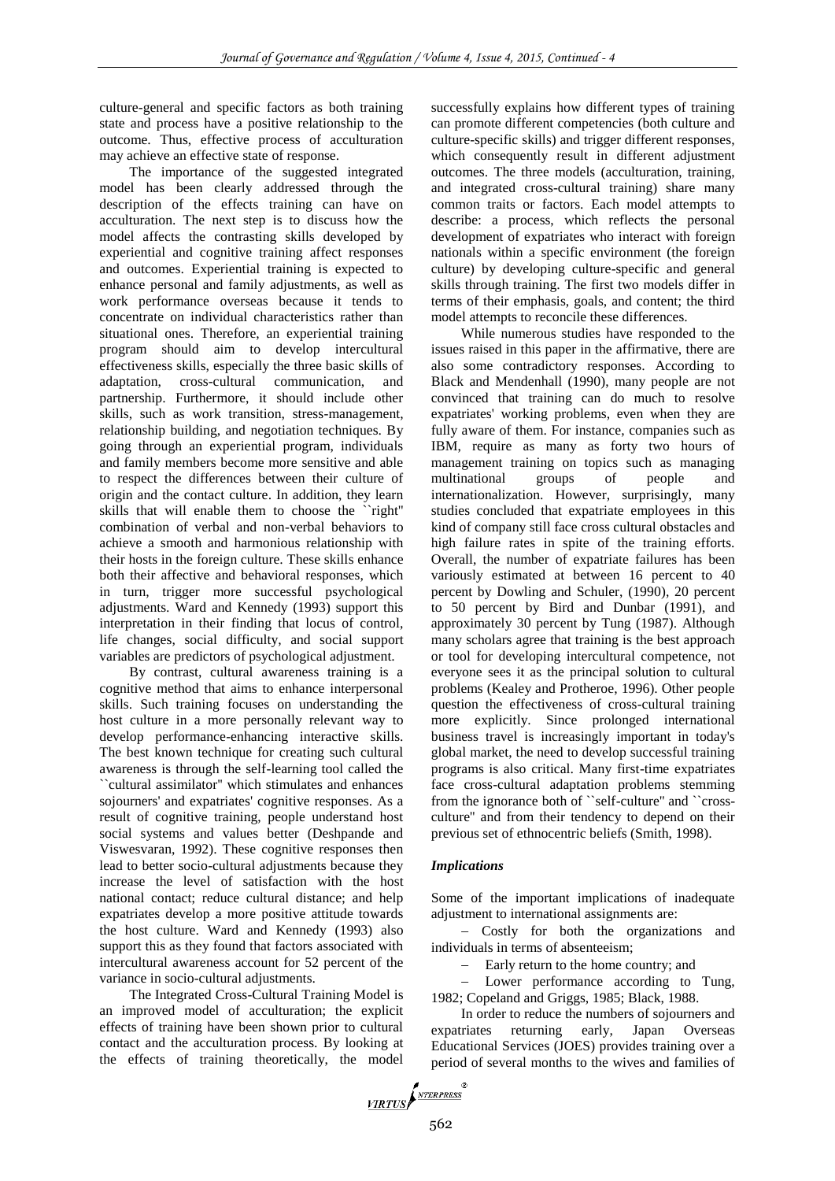culture-general and specific factors as both training state and process have a positive relationship to the outcome. Thus, effective process of acculturation may achieve an effective state of response.

The importance of the suggested integrated model has been clearly addressed through the description of the effects training can have on acculturation. The next step is to discuss how the model affects the contrasting skills developed by experiential and cognitive training affect responses and outcomes. Experiential training is expected to enhance personal and family adjustments, as well as work performance overseas because it tends to concentrate on individual characteristics rather than situational ones. Therefore, an experiential training program should aim to develop intercultural effectiveness skills, especially the three basic skills of adaptation, cross-cultural communication, and partnership. Furthermore, it should include other skills, such as work transition, stress-management, relationship building, and negotiation techniques. By going through an experiential program, individuals and family members become more sensitive and able to respect the differences between their culture of origin and the contact culture. In addition, they learn skills that will enable them to choose the ``right'' combination of verbal and non-verbal behaviors to achieve a smooth and harmonious relationship with their hosts in the foreign culture. These skills enhance both their affective and behavioral responses, which in turn, trigger more successful psychological adjustments. Ward and Kennedy (1993) support this interpretation in their finding that locus of control, life changes, social difficulty, and social support variables are predictors of psychological adjustment.

By contrast, cultural awareness training is a cognitive method that aims to enhance interpersonal skills. Such training focuses on understanding the host culture in a more personally relevant way to develop performance-enhancing interactive skills. The best known technique for creating such cultural awareness is through the self-learning tool called the ``cultural assimilator'' which stimulates and enhances sojourners' and expatriates' cognitive responses. As a result of cognitive training, people understand host social systems and values better (Deshpande and Viswesvaran, 1992). These cognitive responses then lead to better socio-cultural adjustments because they increase the level of satisfaction with the host national contact; reduce cultural distance; and help expatriates develop a more positive attitude towards the host culture. Ward and Kennedy (1993) also support this as they found that factors associated with intercultural awareness account for 52 percent of the variance in socio-cultural adjustments.

The Integrated Cross-Cultural Training Model is an improved model of acculturation; the explicit effects of training have been shown prior to cultural contact and the acculturation process. By looking at the effects of training theoretically, the model successfully explains how different types of training can promote different competencies (both culture and culture-specific skills) and trigger different responses, which consequently result in different adjustment outcomes. The three models (acculturation, training, and integrated cross-cultural training) share many common traits or factors. Each model attempts to describe: a process, which reflects the personal development of expatriates who interact with foreign nationals within a specific environment (the foreign culture) by developing culture-specific and general skills through training. The first two models differ in terms of their emphasis, goals, and content; the third model attempts to reconcile these differences.

While numerous studies have responded to the issues raised in this paper in the affirmative, there are also some contradictory responses. According to Black and Mendenhall (1990), many people are not convinced that training can do much to resolve expatriates' working problems, even when they are fully aware of them. For instance, companies such as IBM, require as many as forty two hours of management training on topics such as managing multinational groups of people and internationalization. However, surprisingly, many studies concluded that expatriate employees in this kind of company still face cross cultural obstacles and high failure rates in spite of the training efforts. Overall, the number of expatriate failures has been variously estimated at between 16 percent to 40 percent by Dowling and Schuler, (1990), 20 percent to 50 percent by Bird and Dunbar (1991), and approximately 30 percent by Tung (1987). Although many scholars agree that training is the best approach or tool for developing intercultural competence, not everyone sees it as the principal solution to cultural problems (Kealey and Protheroe, 1996). Other people question the effectiveness of cross-cultural training more explicitly. Since prolonged international business travel is increasingly important in today's global market, the need to develop successful training programs is also critical. Many first-time expatriates face cross-cultural adaptation problems stemming from the ignorance both of ``self-culture'' and ``cross-culture'' and from their tendency to depend on their previous set of ethnocentric beliefs (Smith, 1998).

### *Implications*

Some of the important implications of inadequate adjustment to international assignments are:

– Costly for both the organizations and individuals in terms of absenteeism;

– Early return to the home country; and

– Lower performance according to Tung, 1982; Copeland and Griggs, 1985; Black, 1988.

In order to reduce the numbers of sojourners and expatriates returning early, Japan Overseas Educational Services (JOES) provides training over a period of several months to the wives and families of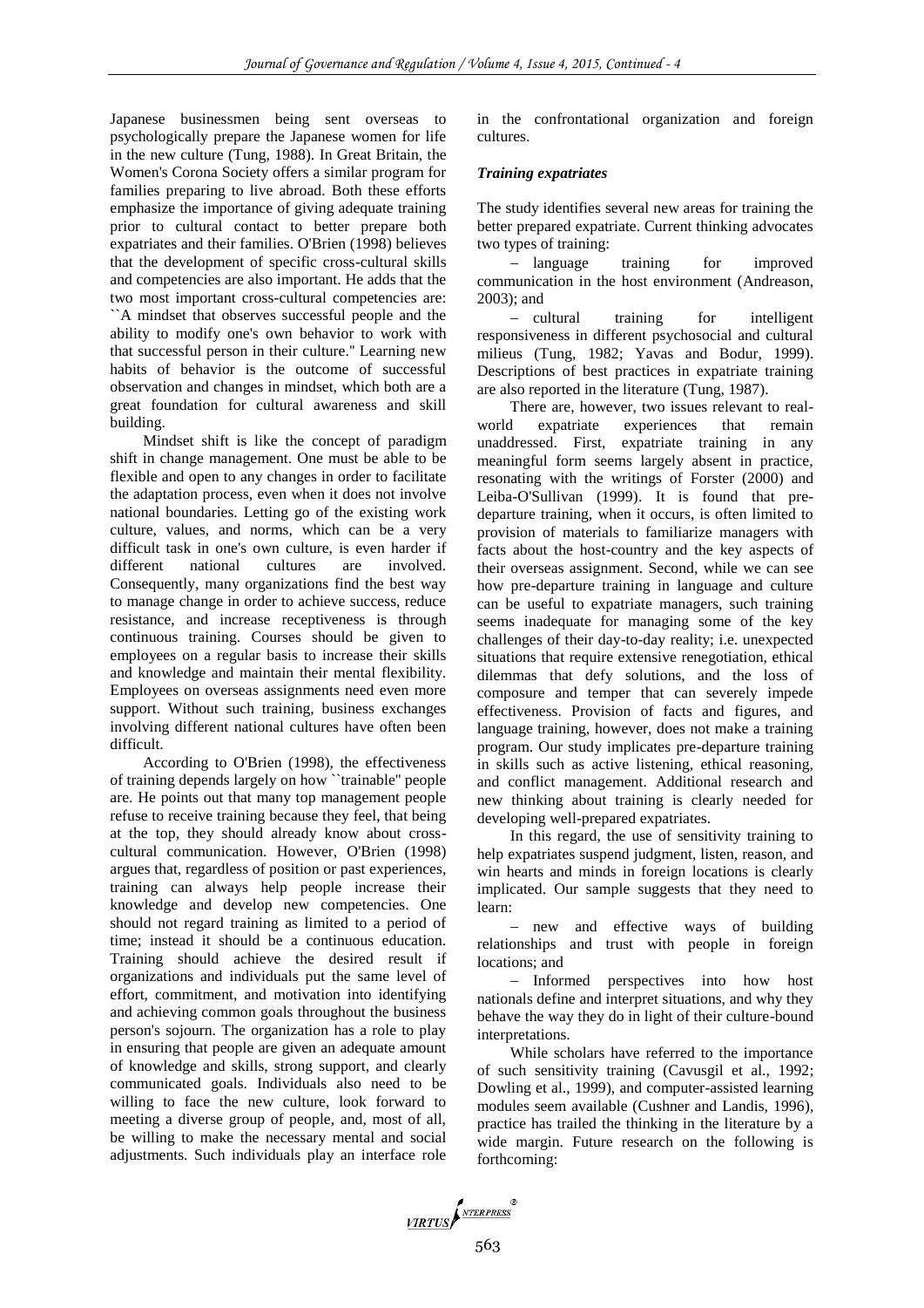Japanese businessmen being sent overseas to psychologically prepare the Japanese women for life in the new culture (Tung, 1988). In Great Britain, the Women's Corona Society offers a similar program for families preparing to live abroad. Both these efforts emphasize the importance of giving adequate training prior to cultural contact to better prepare both expatriates and their families. O'Brien (1998) believes that the development of specific cross-cultural skills and competencies are also important. He adds that the two most important cross-cultural competencies are: ``A mindset that observes successful people and the ability to modify one's own behavior to work with that successful person in their culture.'' Learning new habits of behavior is the outcome of successful observation and changes in mindset, which both are a great foundation for cultural awareness and skill building.

Mindset shift is like the concept of paradigm shift in change management. One must be able to be flexible and open to any changes in order to facilitate the adaptation process, even when it does not involve national boundaries. Letting go of the existing work culture, values, and norms, which can be a very difficult task in one's own culture, is even harder if different national cultures are involved. Consequently, many organizations find the best way to manage change in order to achieve success, reduce resistance, and increase receptiveness is through continuous training. Courses should be given to employees on a regular basis to increase their skills and knowledge and maintain their mental flexibility. Employees on overseas assignments need even more support. Without such training, business exchanges involving different national cultures have often been difficult.

According to O'Brien (1998), the effectiveness of training depends largely on how ``trainable'' people are. He points out that many top management people refuse to receive training because they feel, that being at the top, they should already know about cross-cultural communication. However, O'Brien (1998) argues that, regardless of position or past experiences, training can always help people increase their knowledge and develop new competencies. One should not regard training as limited to a period of time; instead it should be a continuous education. Training should achieve the desired result if organizations and individuals put the same level of effort, commitment, and motivation into identifying and achieving common goals throughout the business person's sojourn. The organization has a role to play in ensuring that people are given an adequate amount of knowledge and skills, strong support, and clearly communicated goals. Individuals also need to be willing to face the new culture, look forward to meeting a diverse group of people, and, most of all, be willing to make the necessary mental and social adjustments. Such individuals play an interface role in the confrontational organization and foreign cultures.

***Training expatriates***

The study identifies several new areas for training the better prepared expatriate. Current thinking advocates two types of training:

– language training for improved communication in the host environment (Andreason, 2003); and

– cultural training for intelligent responsiveness in different psychosocial and cultural milieus (Tung, 1982; Yavas and Bodur, 1999). Descriptions of best practices in expatriate training are also reported in the literature (Tung, 1987).

There are, however, two issues relevant to real-world expatriate experiences that remain unaddressed. First, expatriate training in any meaningful form seems largely absent in practice, resonating with the writings of Forster (2000) and Leiba-O'Sullivan (1999). It is found that pre-departure training, when it occurs, is often limited to provision of materials to familiarize managers with facts about the host-country and the key aspects of their overseas assignment. Second, while we can see how pre-departure training in language and culture can be useful to expatriate managers, such training seems inadequate for managing some of the key challenges of their day-to-day reality; i.e. unexpected situations that require extensive renegotiation, ethical dilemmas that defy solutions, and the loss of composure and temper that can severely impede effectiveness. Provision of facts and figures, and language training, however, does not make a training program. Our study implicates pre-departure training in skills such as active listening, ethical reasoning, and conflict management. Additional research and new thinking about training is clearly needed for developing well-prepared expatriates.

In this regard, the use of sensitivity training to help expatriates suspend judgment, listen, reason, and win hearts and minds in foreign locations is clearly implicated. Our sample suggests that they need to learn:

– new and effective ways of building relationships and trust with people in foreign locations; and

– Informed perspectives into how host nationals define and interpret situations, and why they behave the way they do in light of their culture-bound interpretations.

While scholars have referred to the importance of such sensitivity training (Cavusgil et al., 1992; Dowling et al., 1999), and computer-assisted learning modules seem available (Cushner and Landis, 1996), practice has trailed the thinking in the literature by a wide margin. Future research on the following is forthcoming: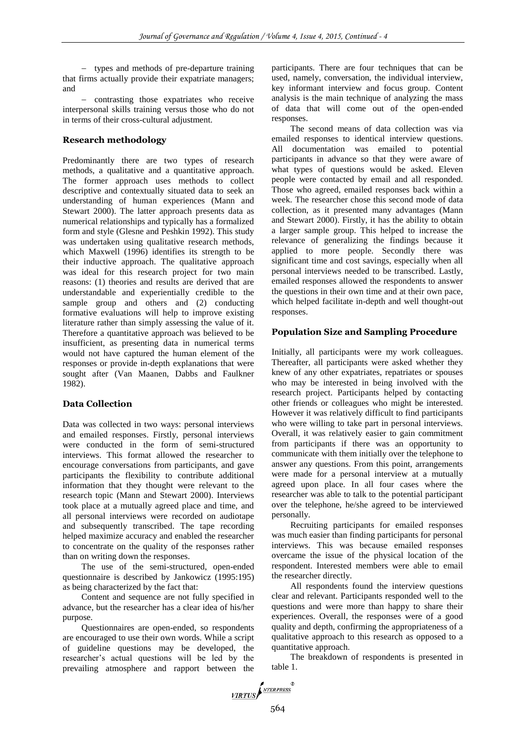- types and methods of pre-departure training that firms actually provide their expatriate managers; and

- contrasting those expatriates who receive interpersonal skills training versus those who do not in terms of their cross-cultural adjustment.

### Research methodology

Predominantly there are two types of research methods, a qualitative and a quantitative approach. The former approach uses methods to collect descriptive and contextually situated data to seek an understanding of human experiences (Mann and Stewart 2000). The latter approach presents data as numerical relationships and typically has a formalized form and style (Glesne and Peshkin 1992). This study was undertaken using qualitative research methods, which Maxwell (1996) identifies its strength to be their inductive approach. The qualitative approach was ideal for this research project for two main reasons: (1) theories and results are derived that are understandable and experientially credible to the sample group and others and (2) conducting formative evaluations will help to improve existing literature rather than simply assessing the value of it. Therefore a quantitative approach was believed to be insufficient, as presenting data in numerical terms would not have captured the human element of the responses or provide in-depth explanations that were sought after (Van Maanen, Dabbs and Faulkner 1982).

### Data Collection

Data was collected in two ways: personal interviews and emailed responses. Firstly, personal interviews were conducted in the form of semi-structured interviews. This format allowed the researcher to encourage conversations from participants, and gave participants the flexibility to contribute additional information that they thought were relevant to the research topic (Mann and Stewart 2000). Interviews took place at a mutually agreed place and time, and all personal interviews were recorded on audiotape and subsequently transcribed. The tape recording helped maximize accuracy and enabled the researcher to concentrate on the quality of the responses rather than on writing down the responses.

The use of the semi-structured, open-ended questionnaire is described by Jankowicz (1995:195) as being characterized by the fact that:

Content and sequence are not fully specified in advance, but the researcher has a clear idea of his/her purpose.

Questionnaires are open-ended, so respondents are encouraged to use their own words. While a script of guideline questions may be developed, the researcher's actual questions will be led by the prevailing atmosphere and rapport between the participants. There are four techniques that can be used, namely, conversation, the individual interview, key informant interview and focus group. Content analysis is the main technique of analyzing the mass of data that will come out of the open-ended responses.

The second means of data collection was via emailed responses to identical interview questions. All documentation was emailed to potential participants in advance so that they were aware of what types of questions would be asked. Eleven people were contacted by email and all responded. Those who agreed, emailed responses back within a week. The researcher chose this second mode of data collection, as it presented many advantages (Mann and Stewart 2000). Firstly, it has the ability to obtain a larger sample group. This helped to increase the relevance of generalizing the findings because it applied to more people. Secondly there was significant time and cost savings, especially when all personal interviews needed to be transcribed. Lastly, emailed responses allowed the respondents to answer the questions in their own time and at their own pace, which helped facilitate in-depth and well thought-out responses.

### Population Size and Sampling Procedure

Initially, all participants were my work colleagues. Thereafter, all participants were asked whether they knew of any other expatriates, repatriates or spouses who may be interested in being involved with the research project. Participants helped by contacting other friends or colleagues who might be interested. However it was relatively difficult to find participants who were willing to take part in personal interviews. Overall, it was relatively easier to gain commitment from participants if there was an opportunity to communicate with them initially over the telephone to answer any questions. From this point, arrangements were made for a personal interview at a mutually agreed upon place. In all four cases where the researcher was able to talk to the potential participant over the telephone, he/she agreed to be interviewed personally.

Recruiting participants for emailed responses was much easier than finding participants for personal interviews. This was because emailed responses overcame the issue of the physical location of the respondent. Interested members were able to email the researcher directly.

All respondents found the interview questions clear and relevant. Participants responded well to the questions and were more than happy to share their experiences. Overall, the responses were of a good quality and depth, confirming the appropriateness of a qualitative approach to this research as opposed to a quantitative approach.

The breakdown of respondents is presented in table 1.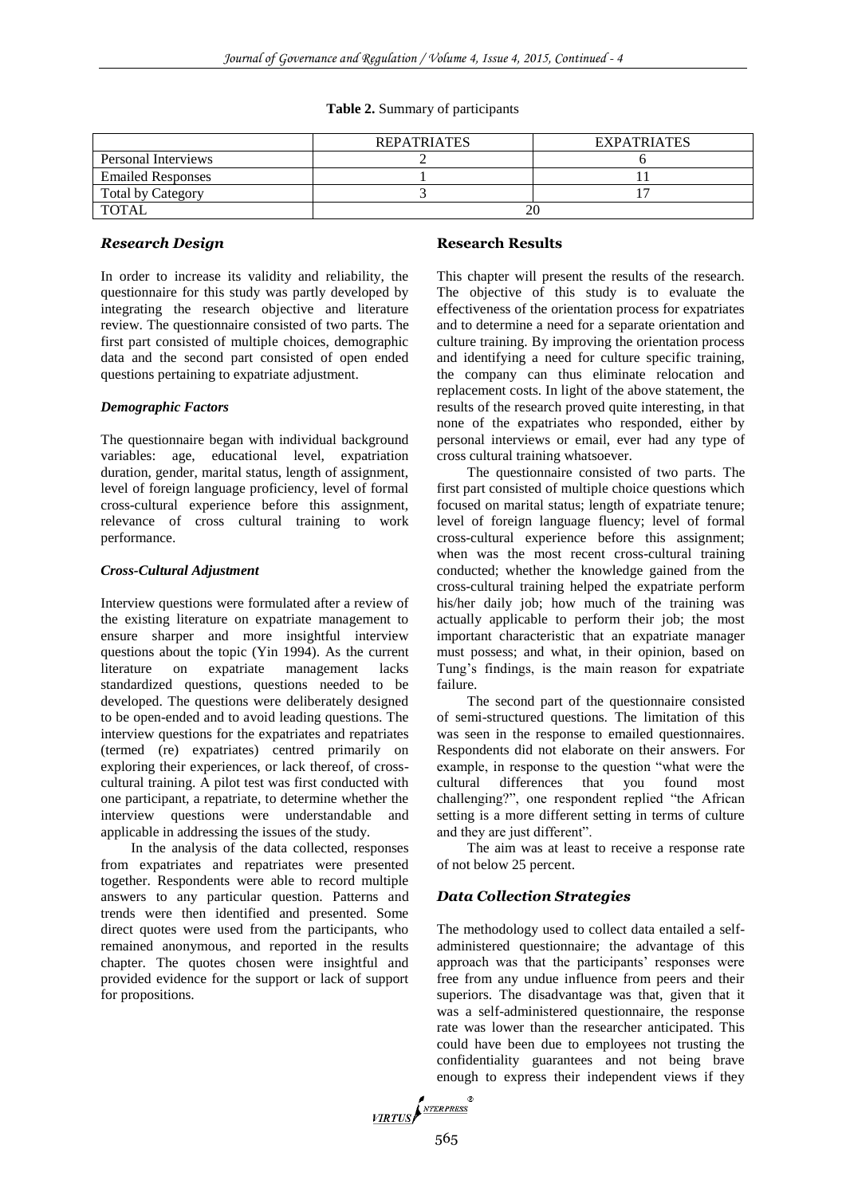**Table 2.** Summary of participants

| | REPATRIATES | EXPATRIATES |
|---|---|---|
| Personal Interviews | 2 | 6 |
| Emailed Responses | 1 | 11 |
| Total by Category | 3 | 17 |
| TOTAL | 20 | |

### *Research Design*

In order to increase its validity and reliability, the questionnaire for this study was partly developed by integrating the research objective and literature review. The questionnaire consisted of two parts. The first part consisted of multiple choices, demographic data and the second part consisted of open ended questions pertaining to expatriate adjustment.

#### *Demographic Factors*

The questionnaire began with individual background variables: age, educational level, expatriation duration, gender, marital status, length of assignment, level of foreign language proficiency, level of formal cross-cultural experience before this assignment, relevance of cross cultural training to work performance.

#### *Cross-Cultural Adjustment*

Interview questions were formulated after a review of the existing literature on expatriate management to ensure sharper and more insightful interview questions about the topic (Yin 1994). As the current literature on expatriate management lacks standardized questions, questions needed to be developed. The questions were deliberately designed to be open-ended and to avoid leading questions. The interview questions for the expatriates and repatriates (termed (re) expatriates) centred primarily on exploring their experiences, or lack thereof, of cross-cultural training. A pilot test was first conducted with one participant, a repatriate, to determine whether the interview questions were understandable and applicable in addressing the issues of the study.

In the analysis of the data collected, responses from expatriates and repatriates were presented together. Respondents were able to record multiple answers to any particular question. Patterns and trends were then identified and presented. Some direct quotes were used from the participants, who remained anonymous, and reported in the results chapter. The quotes chosen were insightful and provided evidence for the support or lack of support for propositions.

### Research Results

This chapter will present the results of the research. The objective of this study is to evaluate the effectiveness of the orientation process for expatriates and to determine a need for a separate orientation and culture training. By improving the orientation process and identifying a need for culture specific training, the company can thus eliminate relocation and replacement costs. In light of the above statement, the results of the research proved quite interesting, in that none of the expatriates who responded, either by personal interviews or email, ever had any type of cross cultural training whatsoever.

The questionnaire consisted of two parts. The first part consisted of multiple choice questions which focused on marital status; length of expatriate tenure; level of foreign language fluency; level of formal cross-cultural experience before this assignment; when was the most recent cross-cultural training conducted; whether the knowledge gained from the cross-cultural training helped the expatriate perform his/her daily job; how much of the training was actually applicable to perform their job; the most important characteristic that an expatriate manager must possess; and what, in their opinion, based on Tung's findings, is the main reason for expatriate failure.

The second part of the questionnaire consisted of semi-structured questions. The limitation of this was seen in the response to emailed questionnaires. Respondents did not elaborate on their answers. For example, in response to the question "what were the cultural differences that you found most challenging?", one respondent replied "the African setting is a more different setting in terms of culture and they are just different".

The aim was at least to receive a response rate of not below 25 percent.

### *Data Collection Strategies*

The methodology used to collect data entailed a self-administered questionnaire; the advantage of this approach was that the participants' responses were free from any undue influence from peers and their superiors. The disadvantage was that, given that it was a self-administered questionnaire, the response rate was lower than the researcher anticipated. This could have been due to employees not trusting the confidentiality guarantees and not being brave enough to express their independent views if they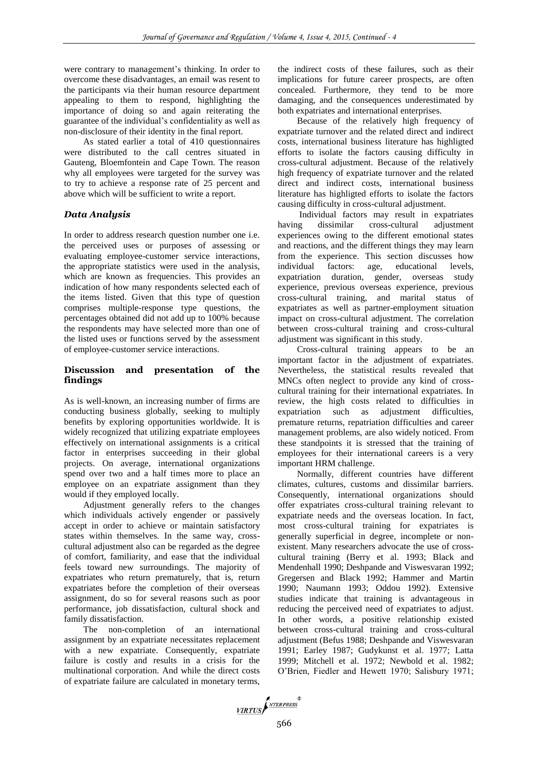were contrary to management's thinking. In order to overcome these disadvantages, an email was resent to the participants via their human resource department appealing to them to respond, highlighting the importance of doing so and again reiterating the guarantee of the individual's confidentiality as well as non-disclosure of their identity in the final report.

As stated earlier a total of 410 questionnaires were distributed to the call centres situated in Gauteng, Bloemfontein and Cape Town. The reason why all employees were targeted for the survey was to try to achieve a response rate of 25 percent and above which will be sufficient to write a report.

### *Data Analysis*

In order to address research question number one i.e. the perceived uses or purposes of assessing or evaluating employee-customer service interactions, the appropriate statistics were used in the analysis, which are known as frequencies. This provides an indication of how many respondents selected each of the items listed. Given that this type of question comprises multiple-response type questions, the percentages obtained did not add up to 100% because the respondents may have selected more than one of the listed uses or functions served by the assessment of employee-customer service interactions.

## Discussion and presentation of the findings

As is well-known, an increasing number of firms are conducting business globally, seeking to multiply benefits by exploring opportunities worldwide. It is widely recognized that utilizing expatriate employees effectively on international assignments is a critical factor in enterprises succeeding in their global projects. On average, international organizations spend over two and a half times more to place an employee on an expatriate assignment than they would if they employed locally.

Adjustment generally refers to the changes which individuals actively engender or passively accept in order to achieve or maintain satisfactory states within themselves. In the same way, cross-cultural adjustment also can be regarded as the degree of comfort, familiarity, and ease that the individual feels toward new surroundings. The majority of expatriates who return prematurely, that is, return expatriates before the completion of their overseas assignment, do so for several reasons such as poor performance, job dissatisfaction, cultural shock and family dissatisfaction.

The non-completion of an international assignment by an expatriate necessitates replacement with a new expatriate. Consequently, expatriate failure is costly and results in a crisis for the multinational corporation. And while the direct costs of expatriate failure are calculated in monetary terms, the indirect costs of these failures, such as their implications for future career prospects, are often concealed. Furthermore, they tend to be more damaging, and the consequences underestimated by both expatriates and international enterprises.

Because of the relatively high frequency of expatriate turnover and the related direct and indirect costs, international business literature has highligted efforts to isolate the factors causing difficulty in cross-cultural adjustment. Because of the relatively high frequency of expatriate turnover and the related direct and indirect costs, international business literature has highligted efforts to isolate the factors causing difficulty in cross-cultural adjustment.

Individual factors may result in expatriates having dissimilar cross-cultural adjustment experiences owing to the different emotional states and reactions, and the different things they may learn from the experience. This section discusses how individual factors: age, educational levels, expatriation duration, gender, overseas study experience, previous overseas experience, previous cross-cultural training, and marital status of expatriates as well as partner-employment situation impact on cross-cultural adjustment. The correlation between cross-cultural training and cross-cultural adjustment was significant in this study.

Cross-cultural training appears to be an important factor in the adjustment of expatriates. Nevertheless, the statistical results revealed that MNCs often neglect to provide any kind of cross-cultural training for their international expatriates. In review, the high costs related to difficulties in expatriation such as adjustment difficulties, premature returns, repatriation difficulties and career management problems, are also widely noticed. From these standpoints it is stressed that the training of employees for their international careers is a very important HRM challenge.

Normally, different countries have different climates, cultures, customs and dissimilar barriers. Consequently, international organizations should offer expatriates cross-cultural training relevant to expatriate needs and the overseas location. In fact, most cross-cultural training for expatriates is generally superficial in degree, incomplete or non-existent. Many researchers advocate the use of cross-cultural training (Berry et al. 1993; Black and Mendenhall 1990; Deshpande and Viswesvaran 1992; Gregersen and Black 1992; Hammer and Martin 1990; Naumann 1993; Oddou 1992). Extensive studies indicate that training is advantageous in reducing the perceived need of expatriates to adjust. In other words, a positive relationship existed between cross-cultural training and cross-cultural adjustment (Befus 1988; Deshpande and Viswesvaran 1991; Earley 1987; Gudykunst et al. 1977; Latta 1999; Mitchell et al. 1972; Newbold et al. 1982; O'Brien, Fiedler and Hewett 1970; Salisbury 1971;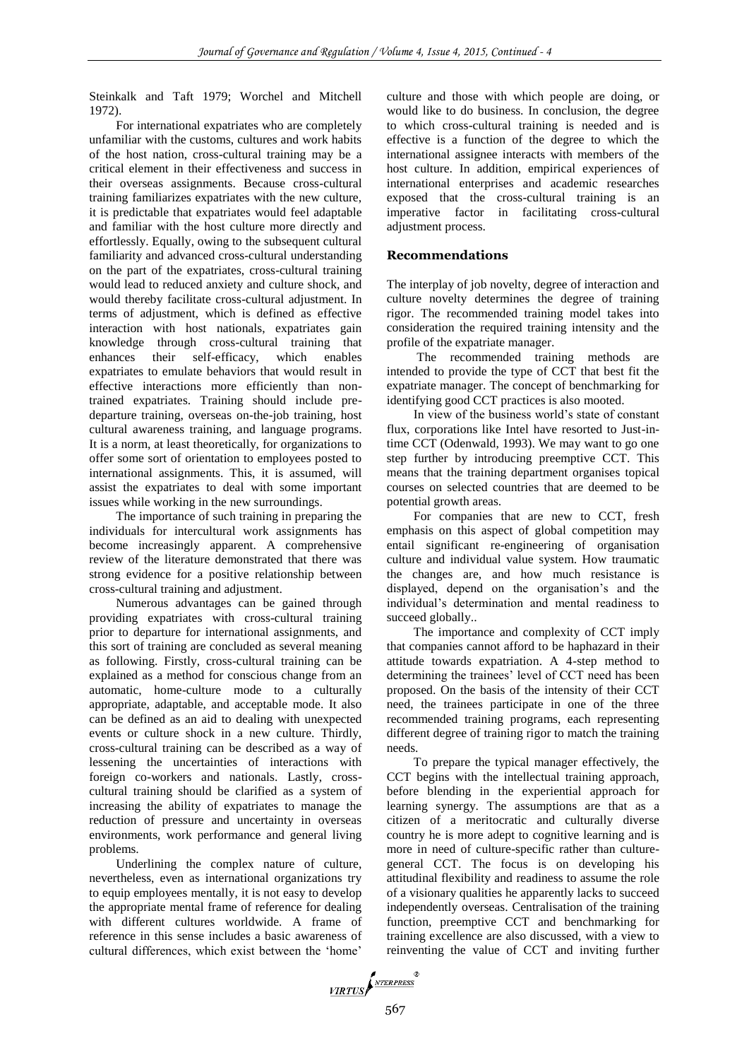Steinkalk and Taft 1979; Worchel and Mitchell 1972).

For international expatriates who are completely unfamiliar with the customs, cultures and work habits of the host nation, cross-cultural training may be a critical element in their effectiveness and success in their overseas assignments. Because cross-cultural training familiarizes expatriates with the new culture, it is predictable that expatriates would feel adaptable and familiar with the host culture more directly and effortlessly. Equally, owing to the subsequent cultural familiarity and advanced cross-cultural understanding on the part of the expatriates, cross-cultural training would lead to reduced anxiety and culture shock, and would thereby facilitate cross-cultural adjustment. In terms of adjustment, which is defined as effective interaction with host nationals, expatriates gain knowledge through cross-cultural training that enhances their self-efficacy, which enables expatriates to emulate behaviors that would result in effective interactions more efficiently than non-trained expatriates. Training should include pre-departure training, overseas on-the-job training, host cultural awareness training, and language programs. It is a norm, at least theoretically, for organizations to offer some sort of orientation to employees posted to international assignments. This, it is assumed, will assist the expatriates to deal with some important issues while working in the new surroundings.

The importance of such training in preparing the individuals for intercultural work assignments has become increasingly apparent. A comprehensive review of the literature demonstrated that there was strong evidence for a positive relationship between cross-cultural training and adjustment.

Numerous advantages can be gained through providing expatriates with cross-cultural training prior to departure for international assignments, and this sort of training are concluded as several meaning as following. Firstly, cross-cultural training can be explained as a method for conscious change from an automatic, home-culture mode to a culturally appropriate, adaptable, and acceptable mode. It also can be defined as an aid to dealing with unexpected events or culture shock in a new culture. Thirdly, cross-cultural training can be described as a way of lessening the uncertainties of interactions with foreign co-workers and nationals. Lastly, cross-cultural training should be clarified as a system of increasing the ability of expatriates to manage the reduction of pressure and uncertainty in overseas environments, work performance and general living problems.

Underlining the complex nature of culture, nevertheless, even as international organizations try to equip employees mentally, it is not easy to develop the appropriate mental frame of reference for dealing with different cultures worldwide. A frame of reference in this sense includes a basic awareness of cultural differences, which exist between the 'home' culture and those with which people are doing, or would like to do business. In conclusion, the degree to which cross-cultural training is needed and is effective is a function of the degree to which the international assignee interacts with members of the host culture. In addition, empirical experiences of international enterprises and academic researches exposed that the cross-cultural training is an imperative factor in facilitating cross-cultural adjustment process.

## Recommendations

The interplay of job novelty, degree of interaction and culture novelty determines the degree of training rigor. The recommended training model takes into consideration the required training intensity and the profile of the expatriate manager.

The recommended training methods are intended to provide the type of CCT that best fit the expatriate manager. The concept of benchmarking for identifying good CCT practices is also mooted.

In view of the business world's state of constant flux, corporations like Intel have resorted to Just-in-time CCT (Odenwald, 1993). We may want to go one step further by introducing preemptive CCT. This means that the training department organises topical courses on selected countries that are deemed to be potential growth areas.

For companies that are new to CCT, fresh emphasis on this aspect of global competition may entail significant re-engineering of organisation culture and individual value system. How traumatic the changes are, and how much resistance is displayed, depend on the organisation's and the individual's determination and mental readiness to succeed globally..

The importance and complexity of CCT imply that companies cannot afford to be haphazard in their attitude towards expatriation. A 4-step method to determining the trainees' level of CCT need has been proposed. On the basis of the intensity of their CCT need, the trainees participate in one of the three recommended training programs, each representing different degree of training rigor to match the training needs.

To prepare the typical manager effectively, the CCT begins with the intellectual training approach, before blending in the experiential approach for learning synergy. The assumptions are that as a citizen of a meritocratic and culturally diverse country he is more adept to cognitive learning and is more in need of culture-specific rather than culture-general CCT. The focus is on developing his attitudinal flexibility and readiness to assume the role of a visionary qualities he apparently lacks to succeed independently overseas. Centralisation of the training function, preemptive CCT and benchmarking for training excellence are also discussed, with a view to reinventing the value of CCT and inviting further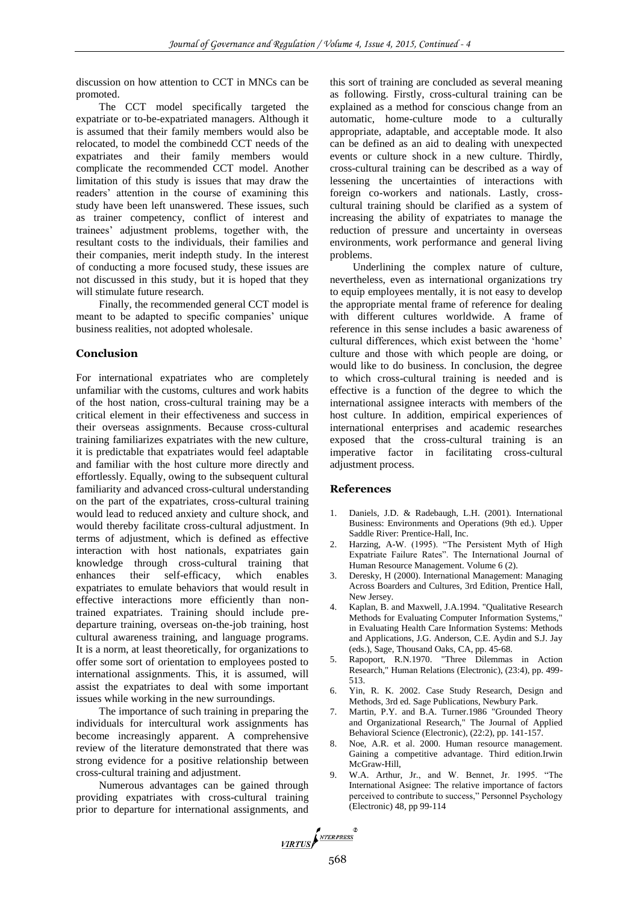discussion on how attention to CCT in MNCs can be promoted.

The CCT model specifically targeted the expatriate or to-be-expatriated managers. Although it is assumed that their family members would also be relocated, to model the combinedd CCT needs of the expatriates and their family members would complicate the recommended CCT model. Another limitation of this study is issues that may draw the readers' attention in the course of examining this study have been left unanswered. These issues, such as trainer competency, conflict of interest and trainees' adjustment problems, together with, the resultant costs to the individuals, their families and their companies, merit indepth study. In the interest of conducting a more focused study, these issues are not discussed in this study, but it is hoped that they will stimulate future research.

Finally, the recommended general CCT model is meant to be adapted to specific companies' unique business realities, not adopted wholesale.

## Conclusion

For international expatriates who are completely unfamiliar with the customs, cultures and work habits of the host nation, cross-cultural training may be a critical element in their effectiveness and success in their overseas assignments. Because cross-cultural training familiarizes expatriates with the new culture, it is predictable that expatriates would feel adaptable and familiar with the host culture more directly and effortlessly. Equally, owing to the subsequent cultural familiarity and advanced cross-cultural understanding on the part of the expatriates, cross-cultural training would lead to reduced anxiety and culture shock, and would thereby facilitate cross-cultural adjustment. In terms of adjustment, which is defined as effective interaction with host nationals, expatriates gain knowledge through cross-cultural training that enhances their self-efficacy, which enables expatriates to emulate behaviors that would result in effective interactions more efficiently than non-trained expatriates. Training should include pre-departure training, overseas on-the-job training, host cultural awareness training, and language programs. It is a norm, at least theoretically, for organizations to offer some sort of orientation to employees posted to international assignments. This, it is assumed, will assist the expatriates to deal with some important issues while working in the new surroundings.

The importance of such training in preparing the individuals for intercultural work assignments has become increasingly apparent. A comprehensive review of the literature demonstrated that there was strong evidence for a positive relationship between cross-cultural training and adjustment.

Numerous advantages can be gained through providing expatriates with cross-cultural training prior to departure for international assignments, and this sort of training are concluded as several meaning as following. Firstly, cross-cultural training can be explained as a method for conscious change from an automatic, home-culture mode to a culturally appropriate, adaptable, and acceptable mode. It also can be defined as an aid to dealing with unexpected events or culture shock in a new culture. Thirdly, cross-cultural training can be described as a way of lessening the uncertainties of interactions with foreign co-workers and nationals. Lastly, cross-cultural training should be clarified as a system of increasing the ability of expatriates to manage the reduction of pressure and uncertainty in overseas environments, work performance and general living problems.

Underlining the complex nature of culture, nevertheless, even as international organizations try to equip employees mentally, it is not easy to develop the appropriate mental frame of reference for dealing with different cultures worldwide. A frame of reference in this sense includes a basic awareness of cultural differences, which exist between the 'home' culture and those with which people are doing, or would like to do business. In conclusion, the degree to which cross-cultural training is needed and is effective is a function of the degree to which the international assignee interacts with members of the host culture. In addition, empirical experiences of international enterprises and academic researches exposed that the cross-cultural training is an imperative factor in facilitating cross-cultural adjustment process.

## References

1. Daniels, J.D. & Radebaugh, L.H. (2001). International Business: Environments and Operations (9th ed.). Upper Saddle River: Prentice-Hall, Inc.
2. Harzing, A-W. (1995). "The Persistent Myth of High Expatriate Failure Rates". The International Journal of Human Resource Management. Volume 6 (2).
3. Deresky, H (2000). International Management: Managing Across Boarders and Cultures, 3rd Edition, Prentice Hall, New Jersey.
4. Kaplan, B. and Maxwell, J.A.1994. "Qualitative Research Methods for Evaluating Computer Information Systems," in Evaluating Health Care Information Systems: Methods and Applications, J.G. Anderson, C.E. Aydin and S.J. Jay (eds.), Sage, Thousand Oaks, CA, pp. 45-68.
5. Rapoport, R.N.1970. "Three Dilemmas in Action Research," Human Relations (Electronic), (23:4), pp. 499-513.
6. Yin, R. K. 2002. Case Study Research, Design and Methods, 3rd ed. Sage Publications, Newbury Park.
7. Martin, P.Y. and B.A. Turner.1986 "Grounded Theory and Organizational Research," The Journal of Applied Behavioral Science (Electronic), (22:2), pp. 141-157.
8. Noe, A.R. et al. 2000. Human resource management. Gaining a competitive advantage. Third edition.Irwin McGraw-Hill,
9. W.A. Arthur, Jr., and W. Bennet, Jr. 1995. "The International Asignee: The relative importance of factors perceived to contribute to success," Personnel Psychology (Electronic) 48, pp 99-114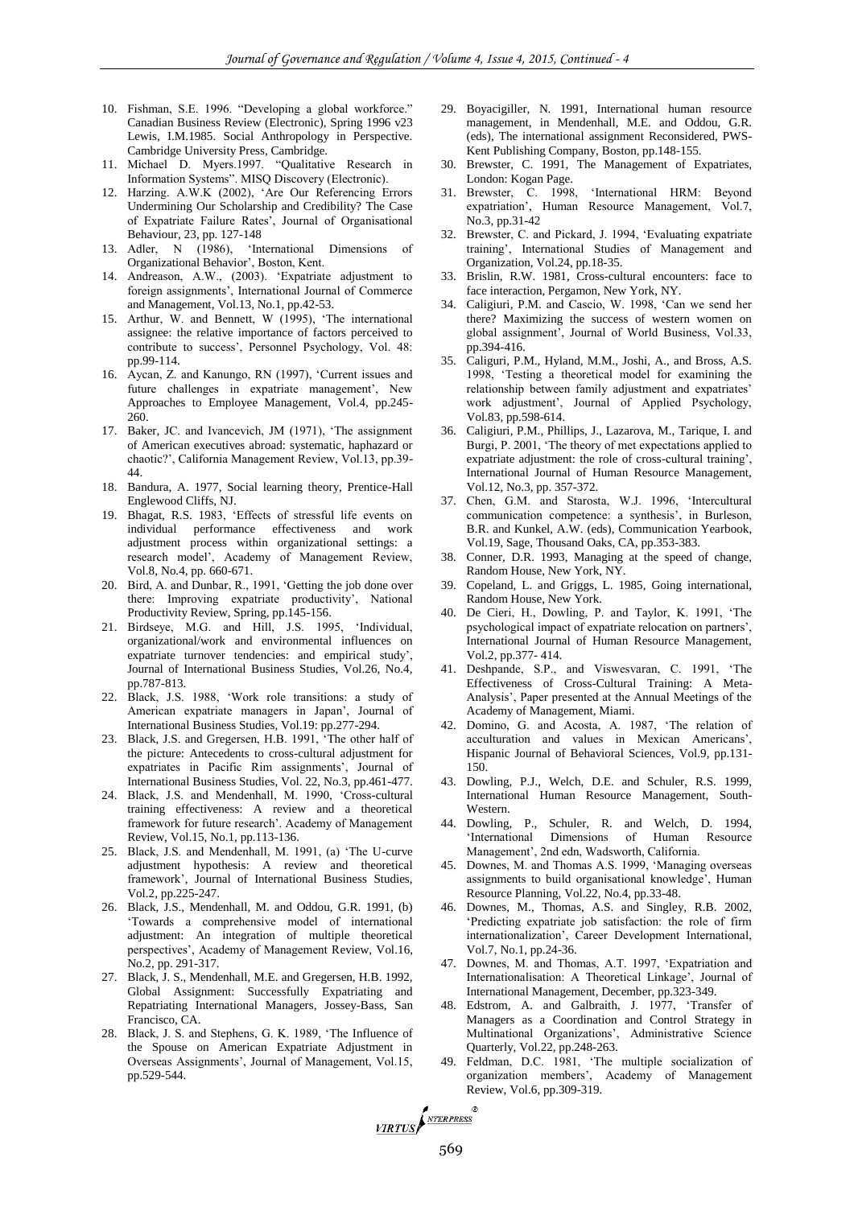10. Fishman, S.E. 1996. "Developing a global workforce." Canadian Business Review (Electronic), Spring 1996 v23 Lewis, I.M.1985. Social Anthropology in Perspective. Cambridge University Press, Cambridge.
11. Michael D. Myers.1997. "Qualitative Research in Information Systems". MISQ Discovery (Electronic).
12. Harzing. A.W.K (2002), 'Are Our Referencing Errors Undermining Our Scholarship and Credibility? The Case of Expatriate Failure Rates', Journal of Organisational Behaviour, 23, pp. 127-148
13. Adler, N (1986), 'International Dimensions of Organizational Behavior', Boston, Kent.
14. Andreason, A.W., (2003). 'Expatriate adjustment to foreign assignments', International Journal of Commerce and Management, Vol.13, No.1, pp.42-53.
15. Arthur, W. and Bennett, W (1995), 'The international assignee: the relative importance of factors perceived to contribute to success', Personnel Psychology, Vol. 48: pp.99-114.
16. Aycan, Z. and Kanungo, RN (1997), 'Current issues and future challenges in expatriate management', New Approaches to Employee Management, Vol.4, pp.245-260.
17. Baker, JC. and Ivancevich, JM (1971), 'The assignment of American executives abroad: systematic, haphazard or chaotic?', California Management Review, Vol.13, pp.39-44.
18. Bandura, A. 1977, Social learning theory, Prentice-Hall Englewood Cliffs, NJ.
19. Bhagat, R.S. 1983, 'Effects of stressful life events on individual performance effectiveness and work adjustment process within organizational settings: a research model', Academy of Management Review, Vol.8, No.4, pp. 660-671.
20. Bird, A. and Dunbar, R., 1991, 'Getting the job done over there: Improving expatriate productivity', National Productivity Review, Spring, pp.145-156.
21. Birdseye, M.G. and Hill, J.S. 1995, 'Individual, organizational/work and environmental influences on expatriate turnover tendencies: and empirical study', Journal of International Business Studies, Vol.26, No.4, pp.787-813.
22. Black, J.S. 1988, 'Work role transitions: a study of American expatriate managers in Japan', Journal of International Business Studies, Vol.19: pp.277-294.
23. Black, J.S. and Gregersen, H.B. 1991, 'The other half of the picture: Antecedents to cross-cultural adjustment for expatriates in Pacific Rim assignments', Journal of International Business Studies, Vol. 22, No.3, pp.461-477.
24. Black, J.S. and Mendenhall, M. 1990, 'Cross-cultural training effectiveness: A review and a theoretical framework for future research'. Academy of Management Review, Vol.15, No.1, pp.113-136.
25. Black, J.S. and Mendenhall, M. 1991, (a) 'The U-curve adjustment hypothesis: A review and theoretical framework', Journal of International Business Studies, Vol.2, pp.225-247.
26. Black, J.S., Mendenhall, M. and Oddou, G.R. 1991, (b) 'Towards a comprehensive model of international adjustment: An integration of multiple theoretical perspectives', Academy of Management Review, Vol.16, No.2, pp. 291-317.
27. Black, J. S., Mendenhall, M.E. and Gregersen, H.B. 1992, Global Assignment: Successfully Expatriating and Repatriating International Managers, Jossey-Bass, San Francisco, CA.
28. Black, J. S. and Stephens, G. K. 1989, 'The Influence of the Spouse on American Expatriate Adjustment in Overseas Assignments', Journal of Management, Vol.15, pp.529-544.
29. Boyacigiller, N. 1991, International human resource management, in Mendenhall, M.E. and Oddou, G.R. (eds), The international assignment Reconsidered, PWS-Kent Publishing Company, Boston, pp.148-155.
30. Brewster, C. 1991, The Management of Expatriates, London: Kogan Page.
31. Brewster, C. 1998, 'International HRM: Beyond expatriation', Human Resource Management, Vol.7, No.3, pp.31-42
32. Brewster, C. and Pickard, J. 1994, 'Evaluating expatriate training', International Studies of Management and Organization, Vol.24, pp.18-35.
33. Brislin, R.W. 1981, Cross-cultural encounters: face to face interaction, Pergamon, New York, NY.
34. Caligiuri, P.M. and Cascio, W. 1998, 'Can we send her there? Maximizing the success of western women on global assignment', Journal of World Business, Vol.33, pp.394-416.
35. Caliguri, P.M., Hyland, M.M., Joshi, A., and Bross, A.S. 1998, 'Testing a theoretical model for examining the relationship between family adjustment and expatriates' work adjustment', Journal of Applied Psychology, Vol.83, pp.598-614.
36. Caligiuri, P.M., Phillips, J., Lazarova, M., Tarique, I. and Burgi, P. 2001, 'The theory of met expectations applied to expatriate adjustment: the role of cross-cultural training', International Journal of Human Resource Management, Vol.12, No.3, pp. 357-372.
37. Chen, G.M. and Starosta, W.J. 1996, 'Intercultural communication competence: a synthesis', in Burleson, B.R. and Kunkel, A.W. (eds), Communication Yearbook, Vol.19, Sage, Thousand Oaks, CA, pp.353-383.
38. Conner, D.R. 1993, Managing at the speed of change, Random House, New York, NY.
39. Copeland, L. and Griggs, L. 1985, Going international, Random House, New York.
40. De Cieri, H., Dowling, P. and Taylor, K. 1991, 'The psychological impact of expatriate relocation on partners', International Journal of Human Resource Management, Vol.2, pp.377- 414.
41. Deshpande, S.P., and Viswesvaran, C. 1991, 'The Effectiveness of Cross-Cultural Training: A Meta-Analysis', Paper presented at the Annual Meetings of the Academy of Management, Miami.
42. Domino, G. and Acosta, A. 1987, 'The relation of acculturation and values in Mexican Americans', Hispanic Journal of Behavioral Sciences, Vol.9, pp.131-150.
43. Dowling, P.J., Welch, D.E. and Schuler, R.S. 1999, International Human Resource Management, South-Western.
44. Dowling, P., Schuler, R. and Welch, D. 1994, 'International Dimensions of Human Resource Management', 2nd edn, Wadsworth, California.
45. Downes, M. and Thomas A.S. 1999, 'Managing overseas assignments to build organisational knowledge', Human Resource Planning, Vol.22, No.4, pp.33-48.
46. Downes, M., Thomas, A.S. and Singley, R.B. 2002, 'Predicting expatriate job satisfaction: the role of firm internationalization', Career Development International, Vol.7, No.1, pp.24-36.
47. Downes, M. and Thomas, A.T. 1997, 'Expatriation and Internationalisation: A Theoretical Linkage', Journal of International Management, December, pp.323-349.
48. Edstrom, A. and Galbraith, J. 1977, 'Transfer of Managers as a Coordination and Control Strategy in Multinational Organizations', Administrative Science Quarterly, Vol.22, pp.248-263.
49. Feldman, D.C. 1981, 'The multiple socialization of organization members', Academy of Management Review, Vol.6, pp.309-319.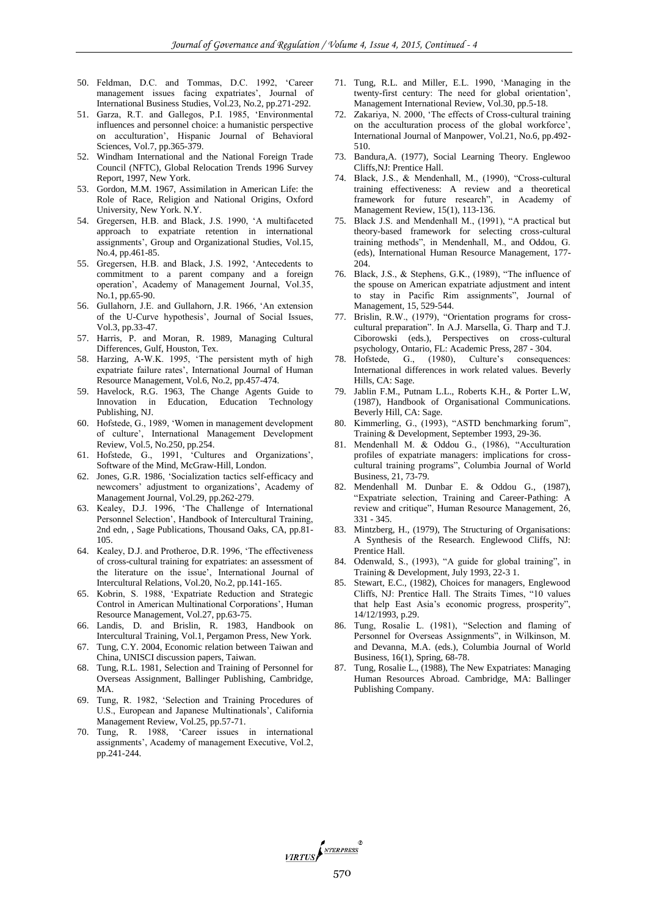50. Feldman, D.C. and Tommas, D.C. 1992, 'Career management issues facing expatriates', Journal of International Business Studies, Vol.23, No.2, pp.271-292.
51. Garza, R.T. and Gallegos, P.I. 1985, 'Environmental influences and personnel choice: a humanistic perspective on acculturation', Hispanic Journal of Behavioral Sciences, Vol.7, pp.365-379.
52. Windham International and the National Foreign Trade Council (NFTC), Global Relocation Trends 1996 Survey Report, 1997, New York.
53. Gordon, M.M. 1967, Assimilation in American Life: the Role of Race, Religion and National Origins, Oxford University, New York. N.Y.
54. Gregersen, H.B. and Black, J.S. 1990, 'A multifaceted approach to expatriate retention in international assignments', Group and Organizational Studies, Vol.15, No.4, pp.461-85.
55. Gregersen, H.B. and Black, J.S. 1992, 'Antecedents to commitment to a parent company and a foreign operation', Academy of Management Journal, Vol.35, No.1, pp.65-90.
56. Gullahorn, J.E. and Gullahorn, J.R. 1966, 'An extension of the U-Curve hypothesis', Journal of Social Issues, Vol.3, pp.33-47.
57. Harris, P. and Moran, R. 1989, Managing Cultural Differences, Gulf, Houston, Tex.
58. Harzing, A-W.K. 1995, 'The persistent myth of high expatriate failure rates', International Journal of Human Resource Management, Vol.6, No.2, pp.457-474.
59. Havelock, R.G. 1963, The Change Agents Guide to Innovation in Education, Education Technology Publishing, NJ.
60. Hofstede, G., 1989, 'Women in management development of culture', International Management Development Review, Vol.5, No.250, pp.254.
61. Hofstede, G., 1991, 'Cultures and Organizations', Software of the Mind, McGraw-Hill, London.
62. Jones, G.R. 1986, 'Socialization tactics self-efficacy and newcomers' adjustment to organizations', Academy of Management Journal, Vol.29, pp.262-279.
63. Kealey, D.J. 1996, 'The Challenge of International Personnel Selection', Handbook of Intercultural Training, 2nd edn, , Sage Publications, Thousand Oaks, CA, pp.81-105.
64. Kealey, D.J. and Protheroe, D.R. 1996, 'The effectiveness of cross-cultural training for expatriates: an assessment of the literature on the issue', International Journal of Intercultural Relations, Vol.20, No.2, pp.141-165.
65. Kobrin, S. 1988, 'Expatriate Reduction and Strategic Control in American Multinational Corporations', Human Resource Management, Vol.27, pp.63-75.
66. Landis, D. and Brislin, R. 1983, Handbook on Intercultural Training, Vol.1, Pergamon Press, New York.
67. Tung, C.Y. 2004, Economic relation between Taiwan and China, UNISCI discussion papers, Taiwan.
68. Tung, R.L. 1981, Selection and Training of Personnel for Overseas Assignment, Ballinger Publishing, Cambridge, MA.
69. Tung, R. 1982, 'Selection and Training Procedures of U.S., European and Japanese Multinationals', California Management Review, Vol.25, pp.57-71.
70. Tung, R. 1988, 'Career issues in international assignments', Academy of management Executive, Vol.2, pp.241-244.
71. Tung, R.L. and Miller, E.L. 1990, 'Managing in the twenty-first century: The need for global orientation', Management International Review, Vol.30, pp.5-18.
72. Zakariya, N. 2000, 'The effects of Cross-cultural training on the acculturation process of the global workforce', International Journal of Manpower, Vol.21, No.6, pp.492-510.
73. Bandura,A. (1977), Social Learning Theory. Englewoo Cliffs,NJ: Prentice Hall.
74. Black, J.S., & Mendenhall, M., (1990), "Cross-cultural training effectiveness: A review and a theoretical framework for future research", in Academy of Management Review, 15(1), 113-136.
75. Black J.S. and Mendenhall M., (1991), "A practical but theory-based framework for selecting cross-cultural training methods", in Mendenhall, M., and Oddou, G. (eds), International Human Resource Management, 177-204.
76. Black, J.S., & Stephens, G.K., (1989), "The influence of the spouse on American expatriate adjustment and intent to stay in Pacific Rim assignments", Journal of Management, 15, 529-544.
77. Brislin, R.W., (1979), "Orientation programs for cross-cultural preparation". In A.J. Marsella, G. Tharp and T.J. Ciborowski (eds.), Perspectives on cross-cultural psychology, Ontario, FL: Academic Press, 287 - 304.
78. Hofstede, G., (1980), Culture's consequences: International differences in work related values. Beverly Hills, CA: Sage.
79. Jablin F.M., Putnam L.L., Roberts K.H., & Porter L.W, (1987), Handbook of Organisational Communications. Beverly Hill, CA: Sage.
80. Kimmerling, G., (1993), "ASTD benchmarking forum", Training & Development, September 1993, 29-36.
81. Mendenhall M. & Oddou G., (1986), "Acculturation profiles of expatriate managers: implications for cross-cultural training programs", Columbia Journal of World Business, 21, 73-79.
82. Mendenhall M. Dunbar E. & Oddou G., (1987), "Expatriate selection, Training and Career-Pathing: A review and critique", Human Resource Management, 26, 331 - 345.
83. Mintzberg, H., (1979), The Structuring of Organisations: A Synthesis of the Research. Englewood Cliffs, NJ: Prentice Hall.
84. Odenwald, S., (1993), "A guide for global training", in Training & Development, July 1993, 22-3 1.
85. Stewart, E.C., (1982), Choices for managers, Englewood Cliffs, NJ: Prentice Hall. The Straits Times, "10 values that help East Asia's economic progress, prosperity", 14/12/1993, p.29.
86. Tung, Rosalie L. (1981), "Selection and flaming of Personnel for Overseas Assignments", in Wilkinson, M. and Devanna, M.A. (eds.), Columbia Journal of World Business, 16(1), Spring, 68-78.
87. Tung, Rosalie L., (1988), The New Expatriates: Managing Human Resources Abroad. Cambridge, MA: Ballinger Publishing Company.